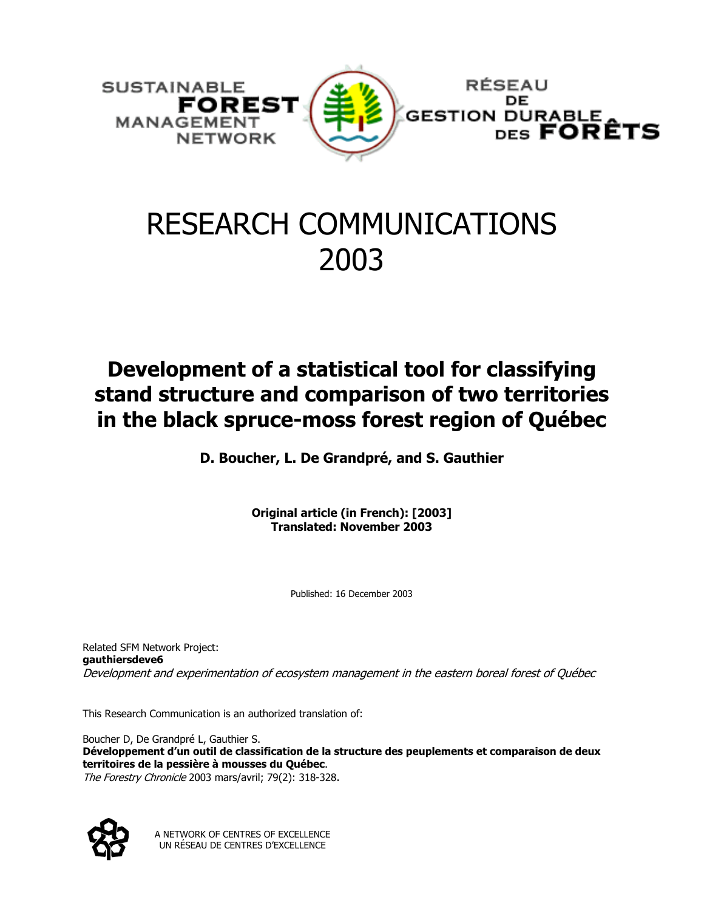SUSTAINABLE **FOREST** MANAGEMENT NETWORK

RÉSEAU DE GESTION DURABLE DES **FORÊTS**

# RESEARCH COMMUNICATIONS 2003

## Development of a statistical tool for classifying stand structure and comparison of two territories in the black spruce-moss forest region of Québec

**D. Boucher, L. De Grandpré, and S. Gauthier**

**Original article (in French): [2003]**
**Translated: November 2003**

Published: 16 December 2003

Related SFM Network Project:
**gauthiersdeve6**
*Development and experimentation of ecosystem management in the eastern boreal forest of Québec*

This Research Communication is an authorized translation of:

Boucher D, De Grandpré L, Gauthier S.
**Développement d'un outil de classification de la structure des peuplements et comparaison de deux territoires de la pessière à mousses du Québec**.
*The Forestry Chronicle* 2003 mars/avril; 79(2): 318-328.

A NETWORK OF CENTRES OF EXCELLENCE
UN RÉSEAU DE CENTRES D'EXCELLENCE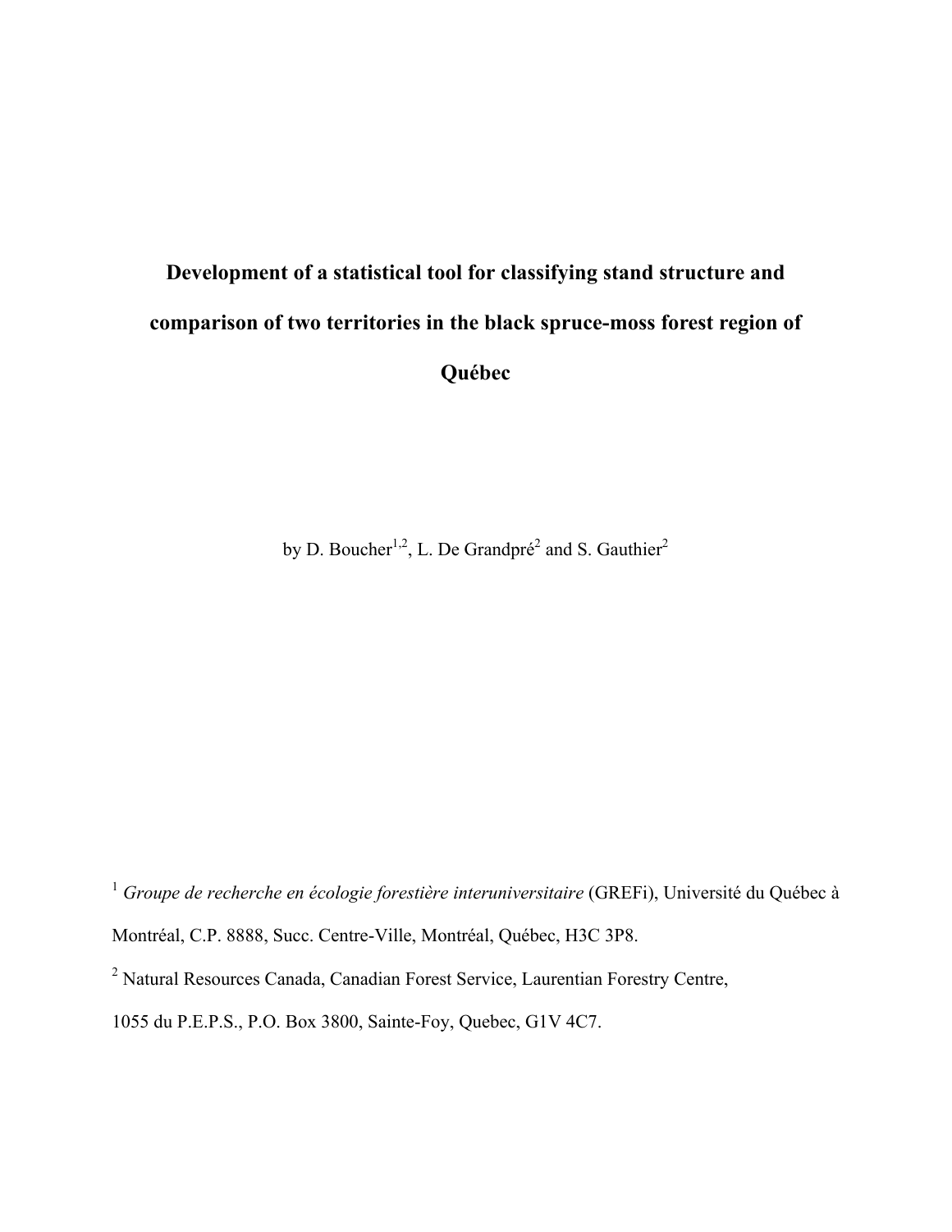# Development of a statistical tool for classifying stand structure and comparison of two territories in the black spruce-moss forest region of Québec

by D. Boucher[1,2], L. De Grandpré[2] and S. Gauthier[2]

[1] *Groupe de recherche en écologie forestière interuniversitaire* (GREFi), Université du Québec à Montréal, C.P. 8888, Succ. Centre-Ville, Montréal, Québec, H3C 3P8.

[2] Natural Resources Canada, Canadian Forest Service, Laurentian Forestry Centre, 1055 du P.E.P.S., P.O. Box 3800, Sainte-Foy, Quebec, G1V 4C7.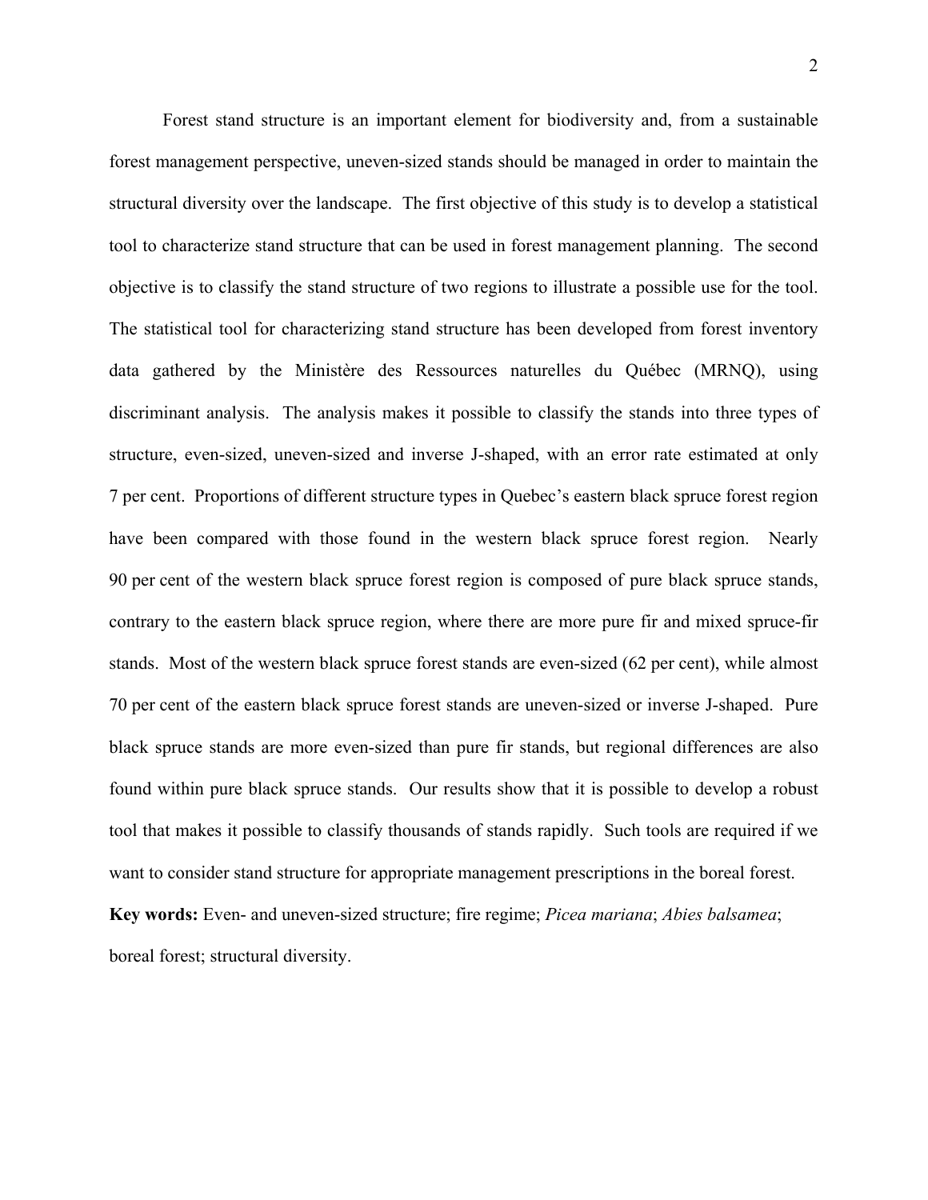Forest stand structure is an important element for biodiversity and, from a sustainable forest management perspective, uneven-sized stands should be managed in order to maintain the structural diversity over the landscape. The first objective of this study is to develop a statistical tool to characterize stand structure that can be used in forest management planning. The second objective is to classify the stand structure of two regions to illustrate a possible use for the tool. The statistical tool for characterizing stand structure has been developed from forest inventory data gathered by the Ministère des Ressources naturelles du Québec (MRNQ), using discriminant analysis. The analysis makes it possible to classify the stands into three types of structure, even-sized, uneven-sized and inverse J-shaped, with an error rate estimated at only 7 per cent. Proportions of different structure types in Quebec's eastern black spruce forest region have been compared with those found in the western black spruce forest region. Nearly 90 per cent of the western black spruce forest region is composed of pure black spruce stands, contrary to the eastern black spruce region, where there are more pure fir and mixed spruce-fir stands. Most of the western black spruce forest stands are even-sized (62 per cent), while almost 70 per cent of the eastern black spruce forest stands are uneven-sized or inverse J-shaped. Pure black spruce stands are more even-sized than pure fir stands, but regional differences are also found within pure black spruce stands. Our results show that it is possible to develop a robust tool that makes it possible to classify thousands of stands rapidly. Such tools are required if we want to consider stand structure for appropriate management prescriptions in the boreal forest.

**Key words:** Even- and uneven-sized structure; fire regime; *Picea mariana*; *Abies balsamea*; boreal forest; structural diversity.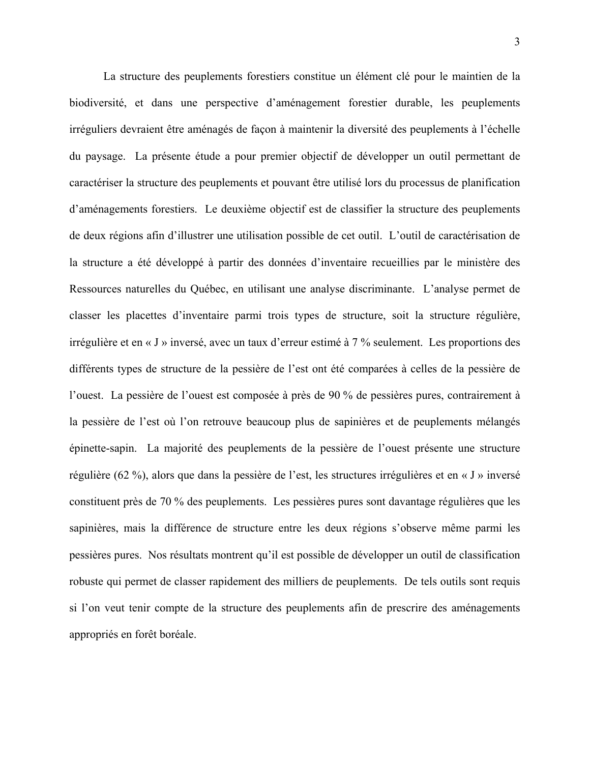La structure des peuplements forestiers constitue un élément clé pour le maintien de la biodiversité, et dans une perspective d'aménagement forestier durable, les peuplements irréguliers devraient être aménagés de façon à maintenir la diversité des peuplements à l'échelle du paysage. La présente étude a pour premier objectif de développer un outil permettant de caractériser la structure des peuplements et pouvant être utilisé lors du processus de planification d'aménagements forestiers. Le deuxième objectif est de classifier la structure des peuplements de deux régions afin d'illustrer une utilisation possible de cet outil. L'outil de caractérisation de la structure a été développé à partir des données d'inventaire recueillies par le ministère des Ressources naturelles du Québec, en utilisant une analyse discriminante. L'analyse permet de classer les placettes d'inventaire parmi trois types de structure, soit la structure régulière, irrégulière et en « J » inversé, avec un taux d'erreur estimé à 7 % seulement. Les proportions des différents types de structure de la pessière de l'est ont été comparées à celles de la pessière de l'ouest. La pessière de l'ouest est composée à près de 90 % de pessières pures, contrairement à la pessière de l'est où l'on retrouve beaucoup plus de sapinières et de peuplements mélangés épinette-sapin. La majorité des peuplements de la pessière de l'ouest présente une structure régulière (62 %), alors que dans la pessière de l'est, les structures irrégulières et en « J » inversé constituent près de 70 % des peuplements. Les pessières pures sont davantage régulières que les sapinières, mais la différence de structure entre les deux régions s'observe même parmi les pessières pures. Nos résultats montrent qu'il est possible de développer un outil de classification robuste qui permet de classer rapidement des milliers de peuplements. De tels outils sont requis si l'on veut tenir compte de la structure des peuplements afin de prescrire des aménagements appropriés en forêt boréale.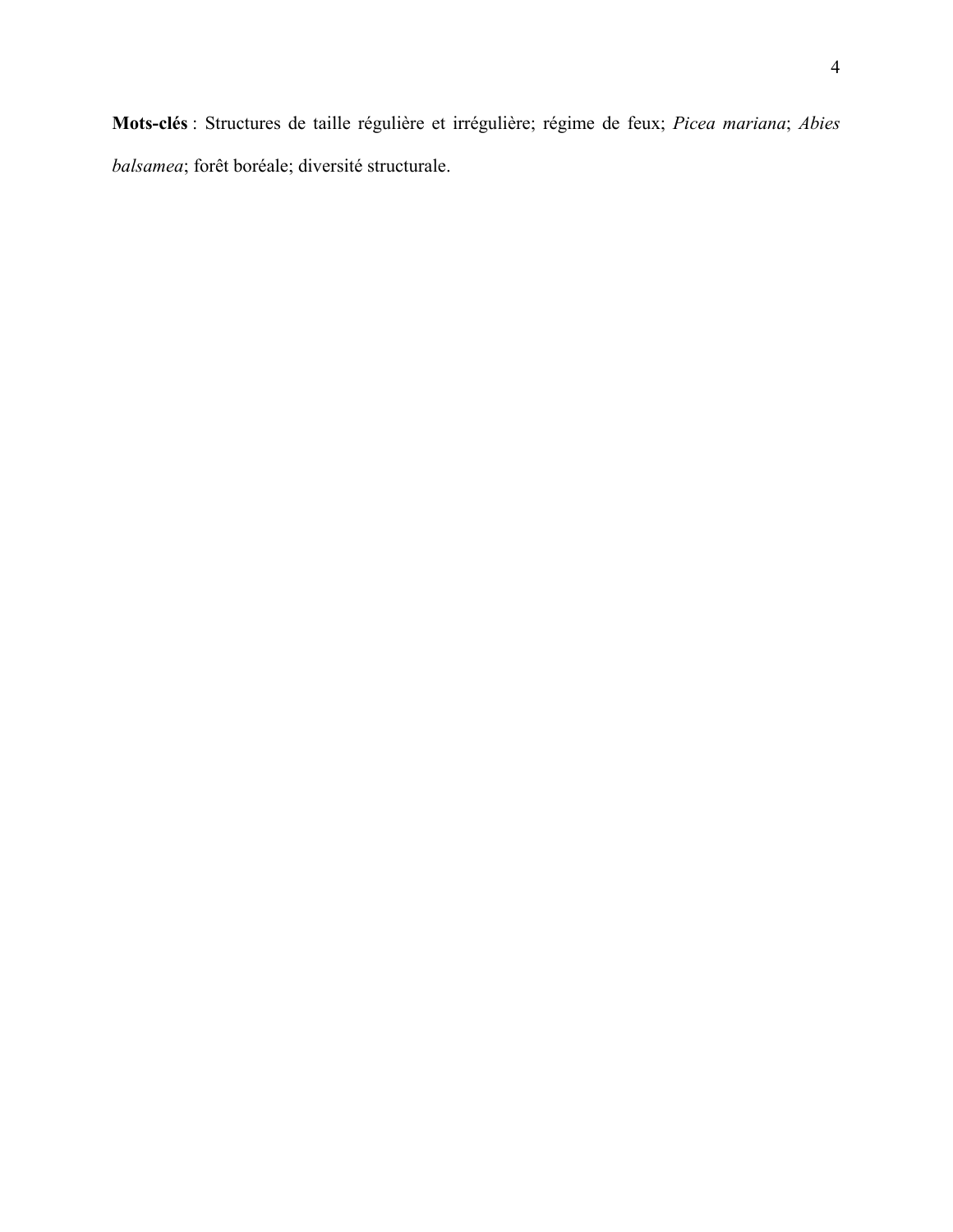**Mots-clés** : Structures de taille régulière et irrégulière; régime de feux; *Picea mariana*; *Abies balsamea*; forêt boréale; diversité structurale.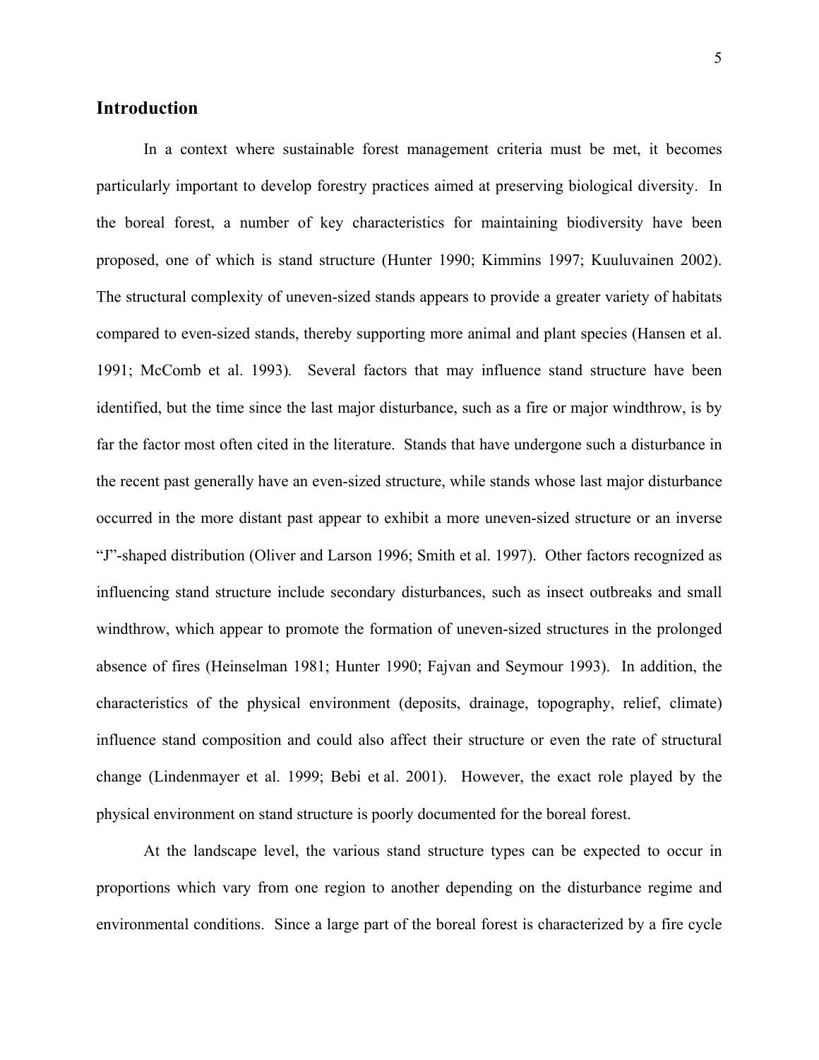## Introduction

In a context where sustainable forest management criteria must be met, it becomes particularly important to develop forestry practices aimed at preserving biological diversity. In the boreal forest, a number of key characteristics for maintaining biodiversity have been proposed, one of which is stand structure (Hunter 1990; Kimmins 1997; Kuuluvainen 2002). The structural complexity of uneven-sized stands appears to provide a greater variety of habitats compared to even-sized stands, thereby supporting more animal and plant species (Hansen et al. 1991; McComb et al. 1993). Several factors that may influence stand structure have been identified, but the time since the last major disturbance, such as a fire or major windthrow, is by far the factor most often cited in the literature. Stands that have undergone such a disturbance in the recent past generally have an even-sized structure, while stands whose last major disturbance occurred in the more distant past appear to exhibit a more uneven-sized structure or an inverse "J"-shaped distribution (Oliver and Larson 1996; Smith et al. 1997). Other factors recognized as influencing stand structure include secondary disturbances, such as insect outbreaks and small windthrow, which appear to promote the formation of uneven-sized structures in the prolonged absence of fires (Heinselman 1981; Hunter 1990; Fajvan and Seymour 1993). In addition, the characteristics of the physical environment (deposits, drainage, topography, relief, climate) influence stand composition and could also affect their structure or even the rate of structural change (Lindenmayer et al. 1999; Bebi et al. 2001). However, the exact role played by the physical environment on stand structure is poorly documented for the boreal forest.

At the landscape level, the various stand structure types can be expected to occur in proportions which vary from one region to another depending on the disturbance regime and environmental conditions. Since a large part of the boreal forest is characterized by a fire cycle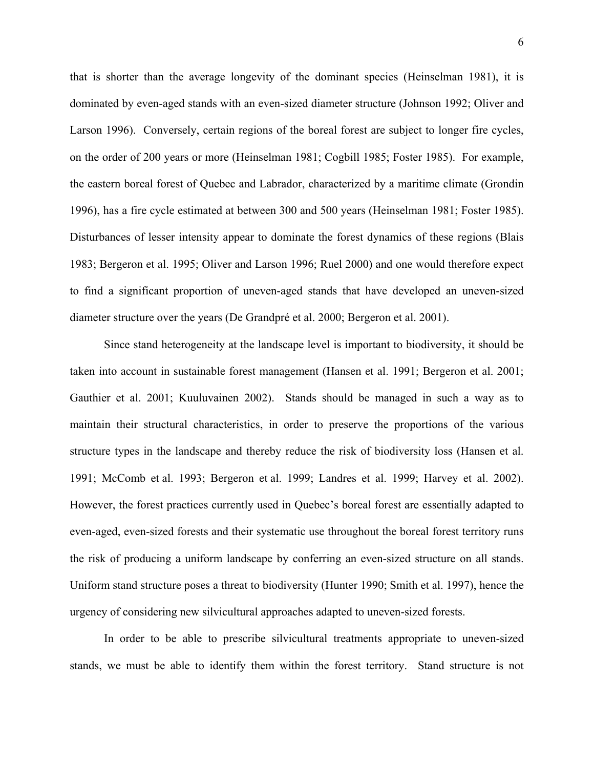that is shorter than the average longevity of the dominant species (Heinselman 1981), it is dominated by even-aged stands with an even-sized diameter structure (Johnson 1992; Oliver and Larson 1996). Conversely, certain regions of the boreal forest are subject to longer fire cycles, on the order of 200 years or more (Heinselman 1981; Cogbill 1985; Foster 1985). For example, the eastern boreal forest of Quebec and Labrador, characterized by a maritime climate (Grondin 1996), has a fire cycle estimated at between 300 and 500 years (Heinselman 1981; Foster 1985). Disturbances of lesser intensity appear to dominate the forest dynamics of these regions (Blais 1983; Bergeron et al. 1995; Oliver and Larson 1996; Ruel 2000) and one would therefore expect to find a significant proportion of uneven-aged stands that have developed an uneven-sized diameter structure over the years (De Grandpré et al. 2000; Bergeron et al. 2001).

Since stand heterogeneity at the landscape level is important to biodiversity, it should be taken into account in sustainable forest management (Hansen et al. 1991; Bergeron et al. 2001; Gauthier et al. 2001; Kuuluvainen 2002). Stands should be managed in such a way as to maintain their structural characteristics, in order to preserve the proportions of the various structure types in the landscape and thereby reduce the risk of biodiversity loss (Hansen et al. 1991; McComb et al. 1993; Bergeron et al. 1999; Landres et al. 1999; Harvey et al. 2002). However, the forest practices currently used in Quebec's boreal forest are essentially adapted to even-aged, even-sized forests and their systematic use throughout the boreal forest territory runs the risk of producing a uniform landscape by conferring an even-sized structure on all stands. Uniform stand structure poses a threat to biodiversity (Hunter 1990; Smith et al. 1997), hence the urgency of considering new silvicultural approaches adapted to uneven-sized forests.

In order to be able to prescribe silvicultural treatments appropriate to uneven-sized stands, we must be able to identify them within the forest territory. Stand structure is not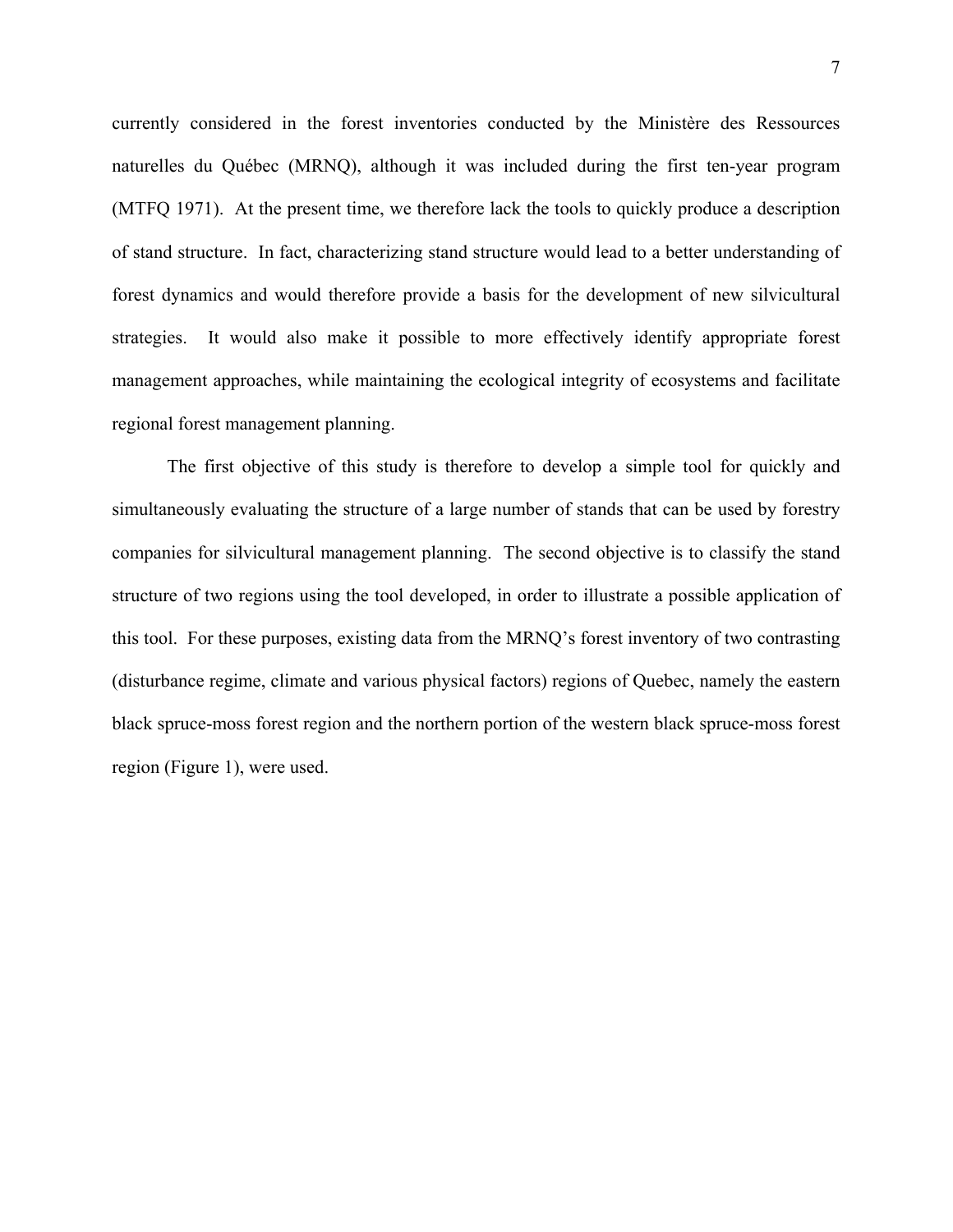currently considered in the forest inventories conducted by the Ministère des Ressources naturelles du Québec (MRNQ), although it was included during the first ten-year program (MTFQ 1971). At the present time, we therefore lack the tools to quickly produce a description of stand structure. In fact, characterizing stand structure would lead to a better understanding of forest dynamics and would therefore provide a basis for the development of new silvicultural strategies. It would also make it possible to more effectively identify appropriate forest management approaches, while maintaining the ecological integrity of ecosystems and facilitate regional forest management planning.

The first objective of this study is therefore to develop a simple tool for quickly and simultaneously evaluating the structure of a large number of stands that can be used by forestry companies for silvicultural management planning. The second objective is to classify the stand structure of two regions using the tool developed, in order to illustrate a possible application of this tool. For these purposes, existing data from the MRNQ's forest inventory of two contrasting (disturbance regime, climate and various physical factors) regions of Quebec, namely the eastern black spruce-moss forest region and the northern portion of the western black spruce-moss forest region (Figure 1), were used.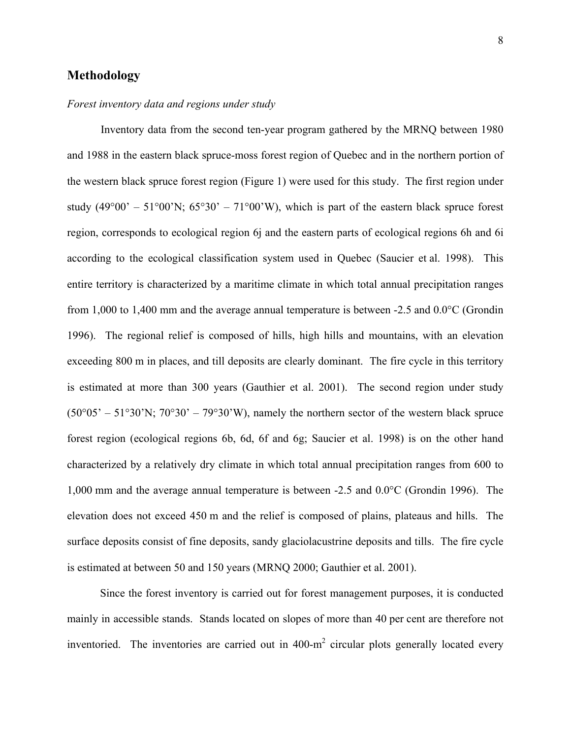## Methodology

*Forest inventory data and regions under study*

Inventory data from the second ten-year program gathered by the MRNQ between 1980 and 1988 in the eastern black spruce-moss forest region of Quebec and in the northern portion of the western black spruce forest region (Figure 1) were used for this study. The first region under study (49°00' – 51°00'N; 65°30' – 71°00'W), which is part of the eastern black spruce forest region, corresponds to ecological region 6j and the eastern parts of ecological regions 6h and 6i according to the ecological classification system used in Quebec (Saucier et al. 1998). This entire territory is characterized by a maritime climate in which total annual precipitation ranges from 1,000 to 1,400 mm and the average annual temperature is between -2.5 and 0.0°C (Grondin 1996). The regional relief is composed of hills, high hills and mountains, with an elevation exceeding 800 m in places, and till deposits are clearly dominant. The fire cycle in this territory is estimated at more than 300 years (Gauthier et al. 2001). The second region under study (50°05' – 51°30'N; 70°30' – 79°30'W), namely the northern sector of the western black spruce forest region (ecological regions 6b, 6d, 6f and 6g; Saucier et al. 1998) is on the other hand characterized by a relatively dry climate in which total annual precipitation ranges from 600 to 1,000 mm and the average annual temperature is between -2.5 and 0.0°C (Grondin 1996). The elevation does not exceed 450 m and the relief is composed of plains, plateaus and hills. The surface deposits consist of fine deposits, sandy glaciolacustrine deposits and tills. The fire cycle is estimated at between 50 and 150 years (MRNQ 2000; Gauthier et al. 2001).

Since the forest inventory is carried out for forest management purposes, it is conducted mainly in accessible stands. Stands located on slopes of more than 40 per cent are therefore not inventoried. The inventories are carried out in 400-m$^2$ circular plots generally located every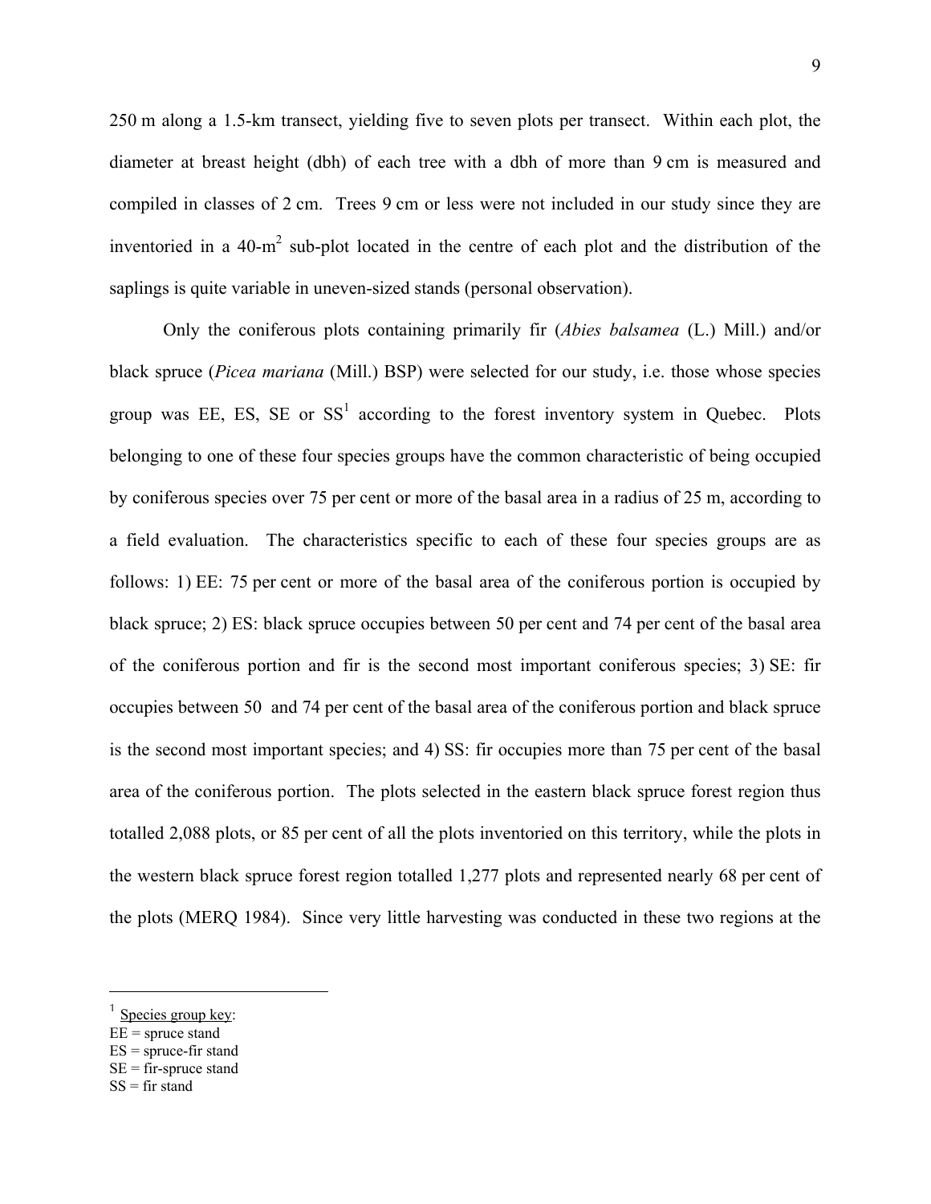250 m along a 1.5-km transect, yielding five to seven plots per transect. Within each plot, the diameter at breast height (dbh) of each tree with a dbh of more than 9 cm is measured and compiled in classes of 2 cm. Trees 9 cm or less were not included in our study since they are inventoried in a 40-$m^2$ sub-plot located in the centre of each plot and the distribution of the saplings is quite variable in uneven-sized stands (personal observation).

Only the coniferous plots containing primarily fir (*Abies balsamea* (L.) Mill.) and/or black spruce (*Picea mariana* (Mill.) BSP) were selected for our study, i.e. those whose species group was EE, ES, SE or SS[1] according to the forest inventory system in Quebec. Plots belonging to one of these four species groups have the common characteristic of being occupied by coniferous species over 75 per cent or more of the basal area in a radius of 25 m, according to a field evaluation. The characteristics specific to each of these four species groups are as follows: 1) EE: 75 per cent or more of the basal area of the coniferous portion is occupied by black spruce; 2) ES: black spruce occupies between 50 per cent and 74 per cent of the basal area of the coniferous portion and fir is the second most important coniferous species; 3) SE: fir occupies between 50 and 74 per cent of the basal area of the coniferous portion and black spruce is the second most important species; and 4) SS: fir occupies more than 75 per cent of the basal area of the coniferous portion. The plots selected in the eastern black spruce forest region thus totalled 2,088 plots, or 85 per cent of all the plots inventoried on this territory, while the plots in the western black spruce forest region totalled 1,277 plots and represented nearly 68 per cent of the plots (MERQ 1984). Since very little harvesting was conducted in these two regions at the

---

[1] Species group key:
EE = spruce stand
ES = spruce-fir stand
SE = fir-spruce stand
SS = fir stand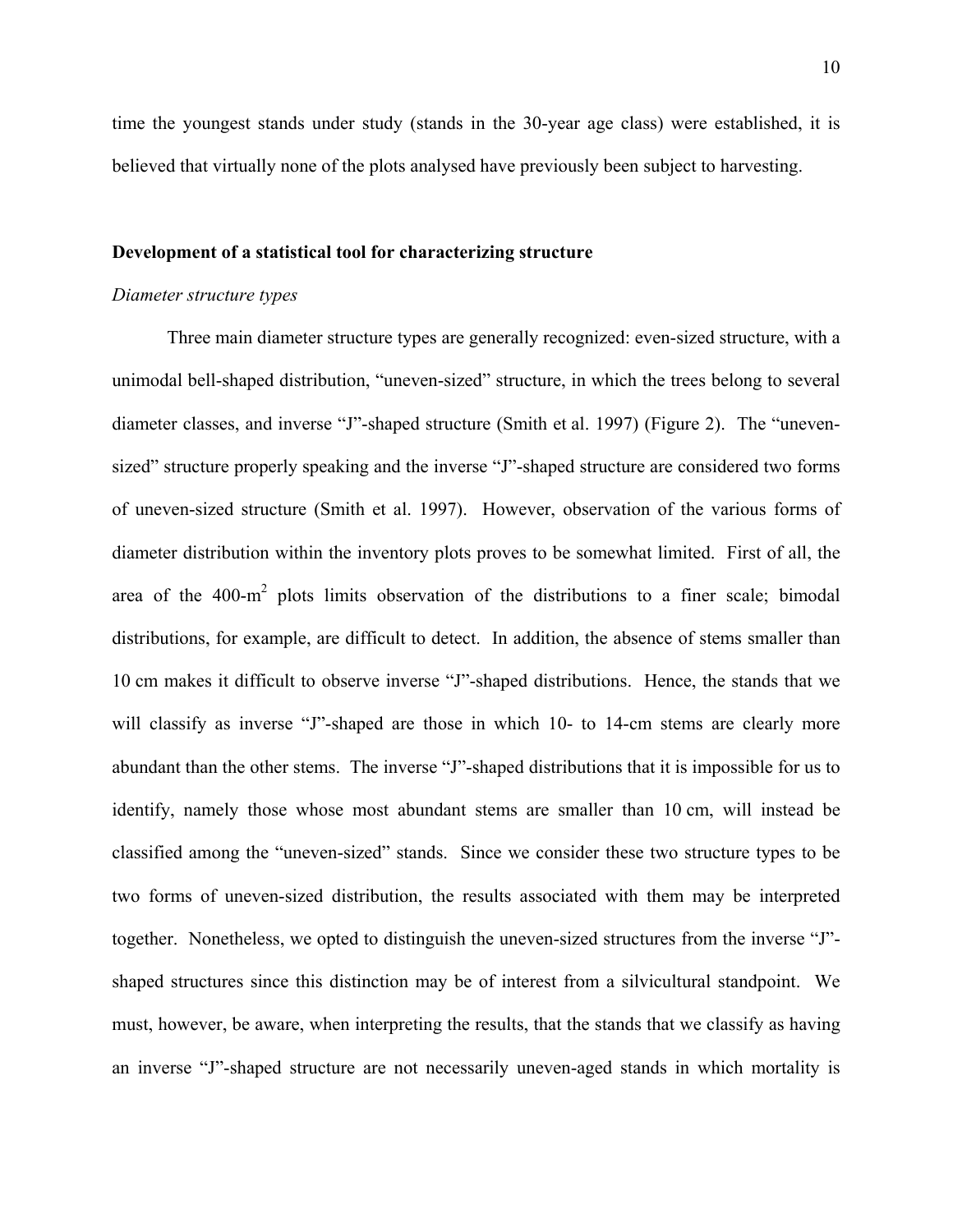time the youngest stands under study (stands in the 30-year age class) were established, it is believed that virtually none of the plots analysed have previously been subject to harvesting.

## Development of a statistical tool for characterizing structure

### *Diameter structure types*

Three main diameter structure types are generally recognized: even-sized structure, with a unimodal bell-shaped distribution, "uneven-sized" structure, in which the trees belong to several diameter classes, and inverse "J"-shaped structure (Smith et al. 1997) (Figure 2). The "uneven-sized" structure properly speaking and the inverse "J"-shaped structure are considered two forms of uneven-sized structure (Smith et al. 1997). However, observation of the various forms of diameter distribution within the inventory plots proves to be somewhat limited. First of all, the area of the 400-$m^2$ plots limits observation of the distributions to a finer scale; bimodal distributions, for example, are difficult to detect. In addition, the absence of stems smaller than 10 cm makes it difficult to observe inverse "J"-shaped distributions. Hence, the stands that we will classify as inverse "J"-shaped are those in which 10- to 14-cm stems are clearly more abundant than the other stems. The inverse "J"-shaped distributions that it is impossible for us to identify, namely those whose most abundant stems are smaller than 10 cm, will instead be classified among the "uneven-sized" stands. Since we consider these two structure types to be two forms of uneven-sized distribution, the results associated with them may be interpreted together. Nonetheless, we opted to distinguish the uneven-sized structures from the inverse "J"-shaped structures since this distinction may be of interest from a silvicultural standpoint. We must, however, be aware, when interpreting the results, that the stands that we classify as having an inverse "J"-shaped structure are not necessarily uneven-aged stands in which mortality is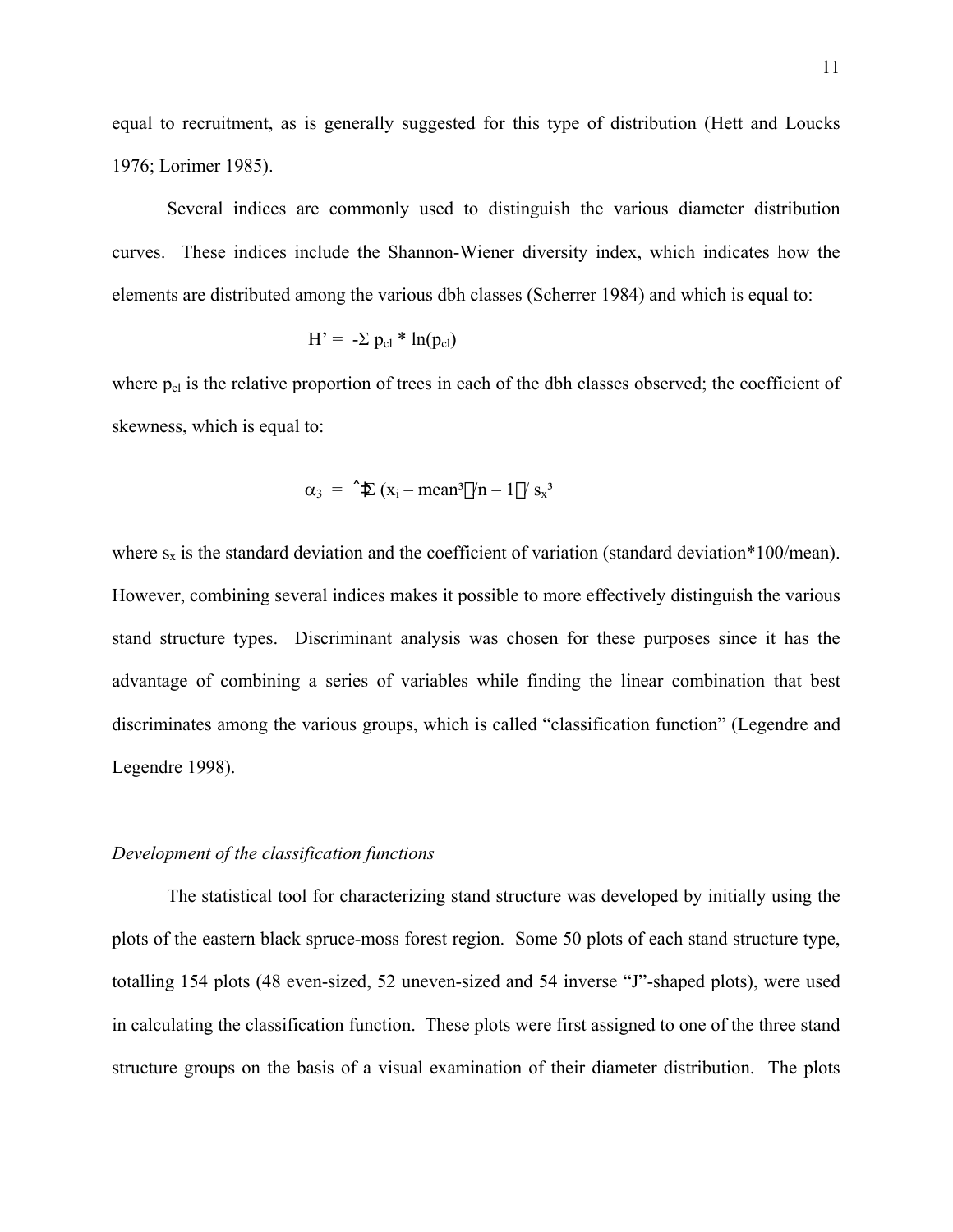equal to recruitment, as is generally suggested for this type of distribution (Hett and Loucks 1976; Lorimer 1985).

Several indices are commonly used to distinguish the various diameter distribution curves. These indices include the Shannon-Wiener diversity index, which indicates how the elements are distributed among the various dbh classes (Scherrer 1984) and which is equal to:

$$H' = -\Sigma\, p_{cl} * \ln(p_{cl})$$

where $p_{cl}$ is the relative proportion of trees in each of the dbh classes observed; the coefficient of skewness, which is equal to:

$$\alpha_3 = \left[ \Sigma\, (x_i - mean^3)/n - 1 \right] / s_x^3$$

where $s_x$ is the standard deviation and the coefficient of variation (standard deviation*100/mean). However, combining several indices makes it possible to more effectively distinguish the various stand structure types. Discriminant analysis was chosen for these purposes since it has the advantage of combining a series of variables while finding the linear combination that best discriminates among the various groups, which is called "classification function" (Legendre and Legendre 1998).

### *Development of the classification functions*

The statistical tool for characterizing stand structure was developed by initially using the plots of the eastern black spruce-moss forest region. Some 50 plots of each stand structure type, totalling 154 plots (48 even-sized, 52 uneven-sized and 54 inverse "J"-shaped plots), were used in calculating the classification function. These plots were first assigned to one of the three stand structure groups on the basis of a visual examination of their diameter distribution. The plots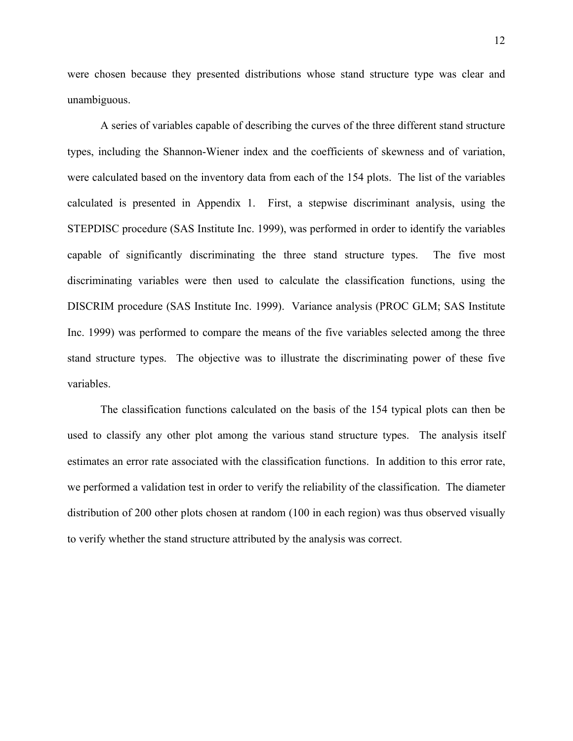were chosen because they presented distributions whose stand structure type was clear and unambiguous.

A series of variables capable of describing the curves of the three different stand structure types, including the Shannon-Wiener index and the coefficients of skewness and of variation, were calculated based on the inventory data from each of the 154 plots. The list of the variables calculated is presented in Appendix 1. First, a stepwise discriminant analysis, using the STEPDISC procedure (SAS Institute Inc. 1999), was performed in order to identify the variables capable of significantly discriminating the three stand structure types. The five most discriminating variables were then used to calculate the classification functions, using the DISCRIM procedure (SAS Institute Inc. 1999). Variance analysis (PROC GLM; SAS Institute Inc. 1999) was performed to compare the means of the five variables selected among the three stand structure types. The objective was to illustrate the discriminating power of these five variables.

The classification functions calculated on the basis of the 154 typical plots can then be used to classify any other plot among the various stand structure types. The analysis itself estimates an error rate associated with the classification functions. In addition to this error rate, we performed a validation test in order to verify the reliability of the classification. The diameter distribution of 200 other plots chosen at random (100 in each region) was thus observed visually to verify whether the stand structure attributed by the analysis was correct.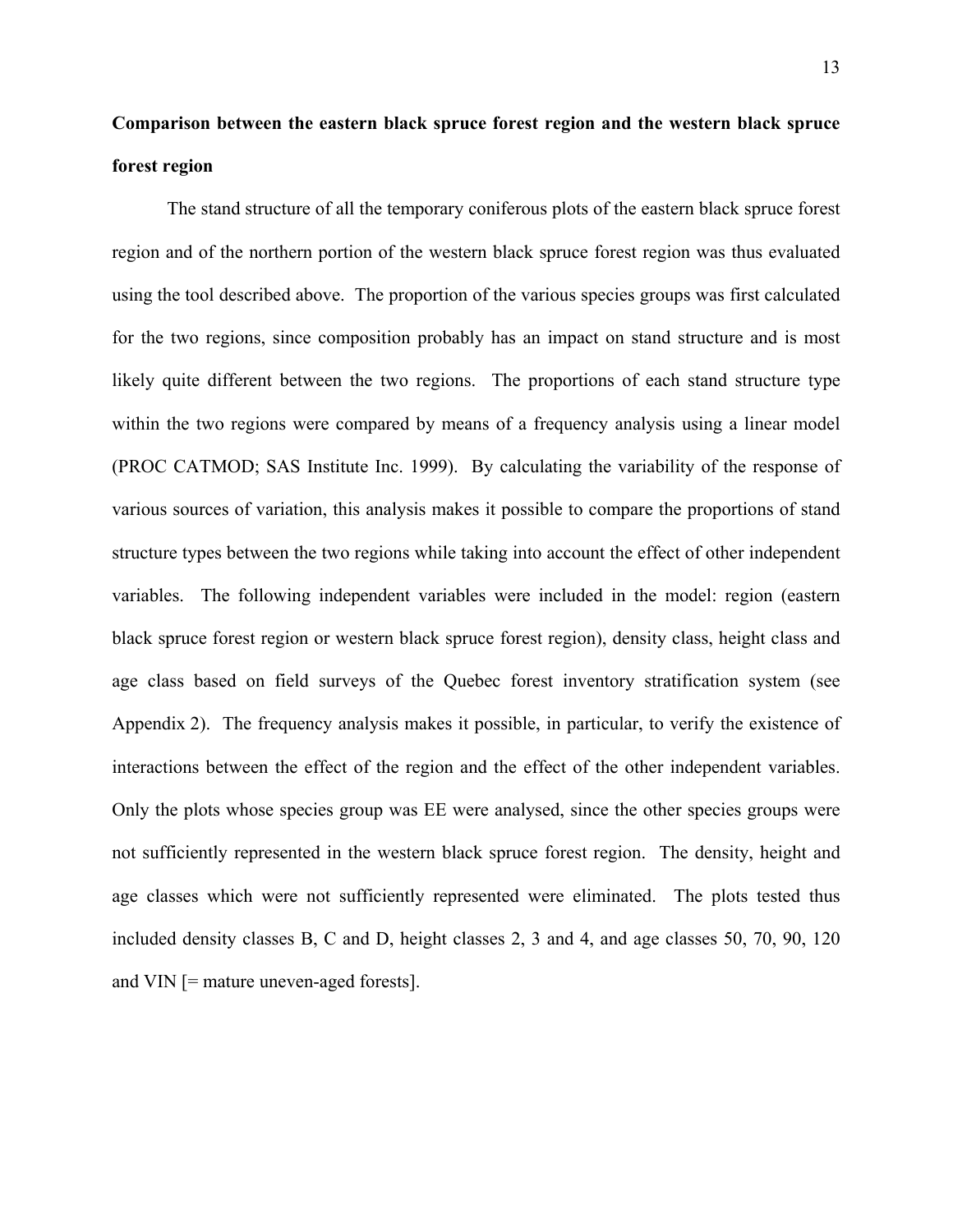## Comparison between the eastern black spruce forest region and the western black spruce forest region

The stand structure of all the temporary coniferous plots of the eastern black spruce forest region and of the northern portion of the western black spruce forest region was thus evaluated using the tool described above. The proportion of the various species groups was first calculated for the two regions, since composition probably has an impact on stand structure and is most likely quite different between the two regions. The proportions of each stand structure type within the two regions were compared by means of a frequency analysis using a linear model (PROC CATMOD; SAS Institute Inc. 1999). By calculating the variability of the response of various sources of variation, this analysis makes it possible to compare the proportions of stand structure types between the two regions while taking into account the effect of other independent variables. The following independent variables were included in the model: region (eastern black spruce forest region or western black spruce forest region), density class, height class and age class based on field surveys of the Quebec forest inventory stratification system (see Appendix 2). The frequency analysis makes it possible, in particular, to verify the existence of interactions between the effect of the region and the effect of the other independent variables. Only the plots whose species group was EE were analysed, since the other species groups were not sufficiently represented in the western black spruce forest region. The density, height and age classes which were not sufficiently represented were eliminated. The plots tested thus included density classes B, C and D, height classes 2, 3 and 4, and age classes 50, 70, 90, 120 and VIN [= mature uneven-aged forests].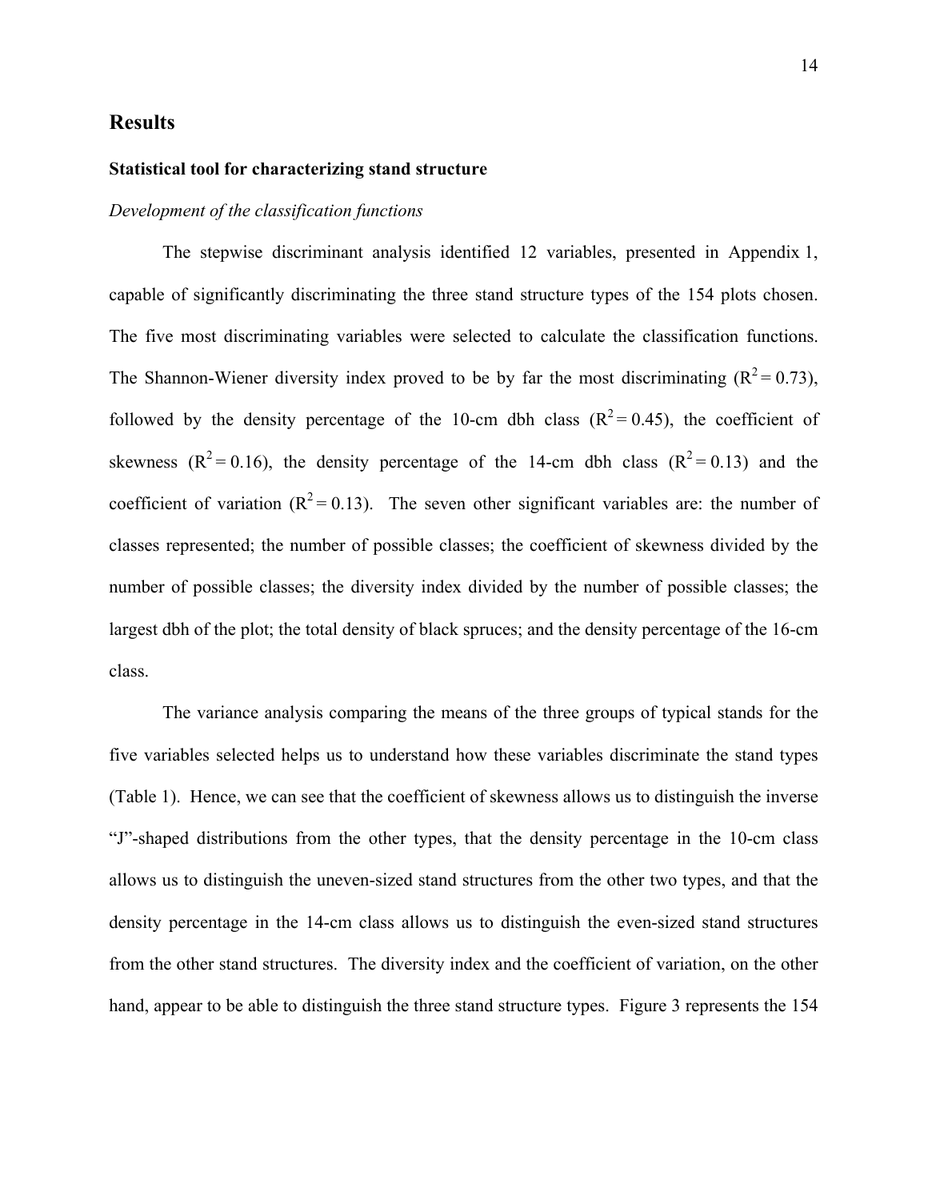## Results

### Statistical tool for characterizing stand structure

*Development of the classification functions*

The stepwise discriminant analysis identified 12 variables, presented in Appendix 1, capable of significantly discriminating the three stand structure types of the 154 plots chosen. The five most discriminating variables were selected to calculate the classification functions. The Shannon-Wiener diversity index proved to be by far the most discriminating ($R^2 = 0.73$), followed by the density percentage of the 10-cm dbh class ($R^2 = 0.45$), the coefficient of skewness ($R^2 = 0.16$), the density percentage of the 14-cm dbh class ($R^2 = 0.13$) and the coefficient of variation ($R^2 = 0.13$). The seven other significant variables are: the number of classes represented; the number of possible classes; the coefficient of skewness divided by the number of possible classes; the diversity index divided by the number of possible classes; the largest dbh of the plot; the total density of black spruces; and the density percentage of the 16-cm class.

The variance analysis comparing the means of the three groups of typical stands for the five variables selected helps us to understand how these variables discriminate the stand types (Table 1). Hence, we can see that the coefficient of skewness allows us to distinguish the inverse "J"-shaped distributions from the other types, that the density percentage in the 10-cm class allows us to distinguish the uneven-sized stand structures from the other two types, and that the density percentage in the 14-cm class allows us to distinguish the even-sized stand structures from the other stand structures. The diversity index and the coefficient of variation, on the other hand, appear to be able to distinguish the three stand structure types. Figure 3 represents the 154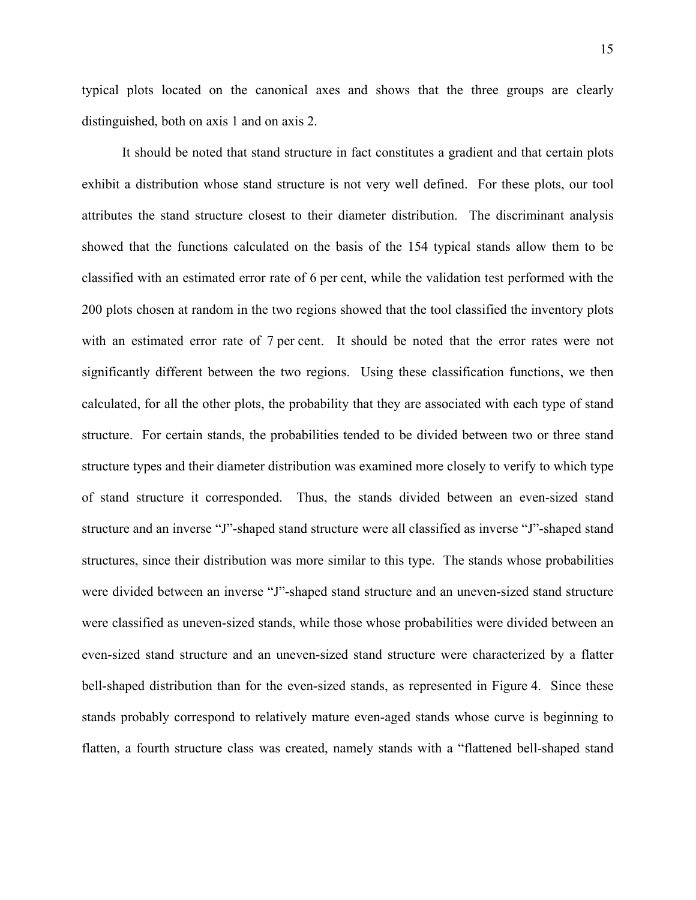typical plots located on the canonical axes and shows that the three groups are clearly distinguished, both on axis 1 and on axis 2.

It should be noted that stand structure in fact constitutes a gradient and that certain plots exhibit a distribution whose stand structure is not very well defined. For these plots, our tool attributes the stand structure closest to their diameter distribution. The discriminant analysis showed that the functions calculated on the basis of the 154 typical stands allow them to be classified with an estimated error rate of 6 per cent, while the validation test performed with the 200 plots chosen at random in the two regions showed that the tool classified the inventory plots with an estimated error rate of 7 per cent. It should be noted that the error rates were not significantly different between the two regions. Using these classification functions, we then calculated, for all the other plots, the probability that they are associated with each type of stand structure. For certain stands, the probabilities tended to be divided between two or three stand structure types and their diameter distribution was examined more closely to verify to which type of stand structure it corresponded. Thus, the stands divided between an even-sized stand structure and an inverse "J"-shaped stand structure were all classified as inverse "J"-shaped stand structures, since their distribution was more similar to this type. The stands whose probabilities were divided between an inverse "J"-shaped stand structure and an uneven-sized stand structure were classified as uneven-sized stands, while those whose probabilities were divided between an even-sized stand structure and an uneven-sized stand structure were characterized by a flatter bell-shaped distribution than for the even-sized stands, as represented in Figure 4. Since these stands probably correspond to relatively mature even-aged stands whose curve is beginning to flatten, a fourth structure class was created, namely stands with a "flattened bell-shaped stand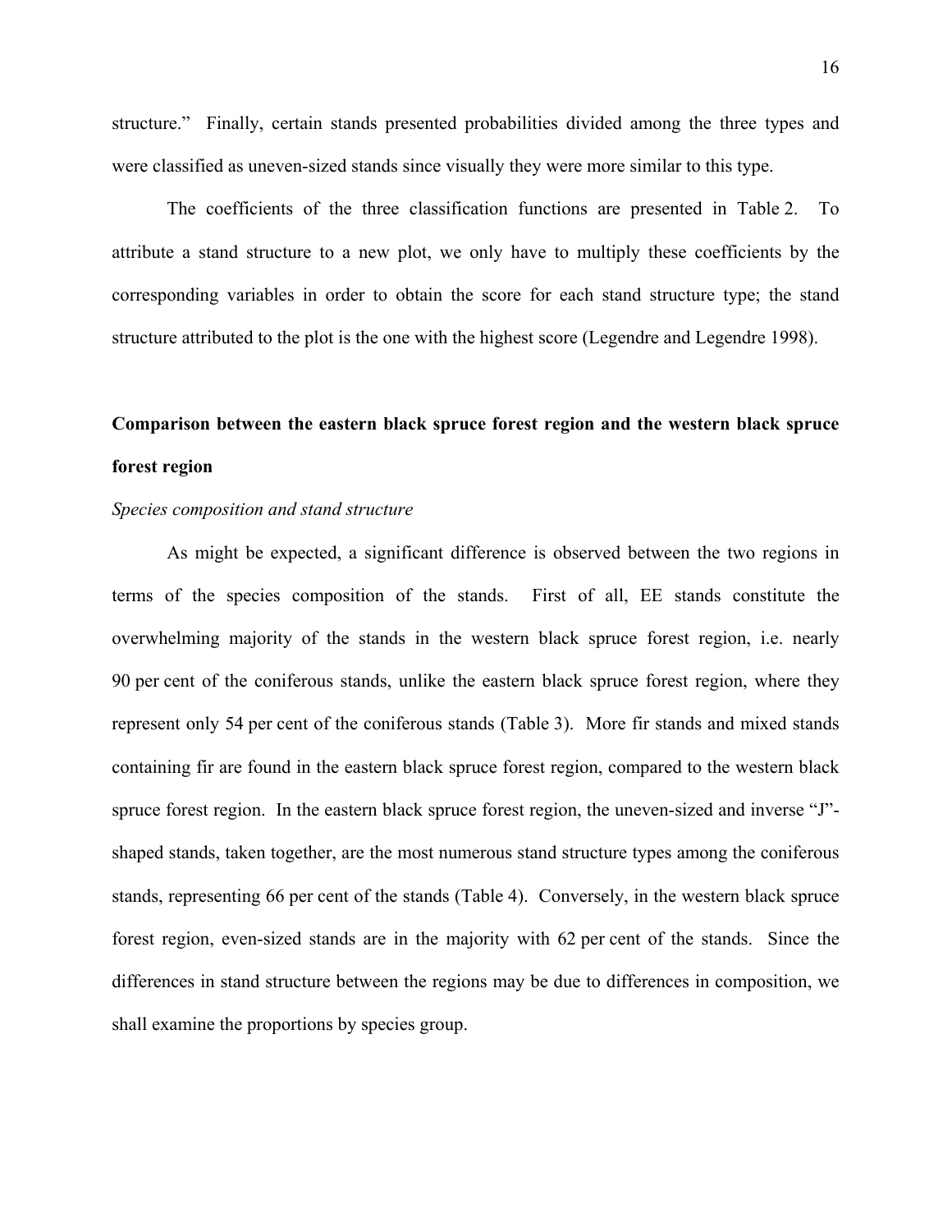structure." Finally, certain stands presented probabilities divided among the three types and were classified as uneven-sized stands since visually they were more similar to this type.

The coefficients of the three classification functions are presented in Table 2. To attribute a stand structure to a new plot, we only have to multiply these coefficients by the corresponding variables in order to obtain the score for each stand structure type; the stand structure attributed to the plot is the one with the highest score (Legendre and Legendre 1998).

## Comparison between the eastern black spruce forest region and the western black spruce forest region

### *Species composition and stand structure*

As might be expected, a significant difference is observed between the two regions in terms of the species composition of the stands. First of all, EE stands constitute the overwhelming majority of the stands in the western black spruce forest region, i.e. nearly 90 per cent of the coniferous stands, unlike the eastern black spruce forest region, where they represent only 54 per cent of the coniferous stands (Table 3). More fir stands and mixed stands containing fir are found in the eastern black spruce forest region, compared to the western black spruce forest region. In the eastern black spruce forest region, the uneven-sized and inverse "J"-shaped stands, taken together, are the most numerous stand structure types among the coniferous stands, representing 66 per cent of the stands (Table 4). Conversely, in the western black spruce forest region, even-sized stands are in the majority with 62 per cent of the stands. Since the differences in stand structure between the regions may be due to differences in composition, we shall examine the proportions by species group.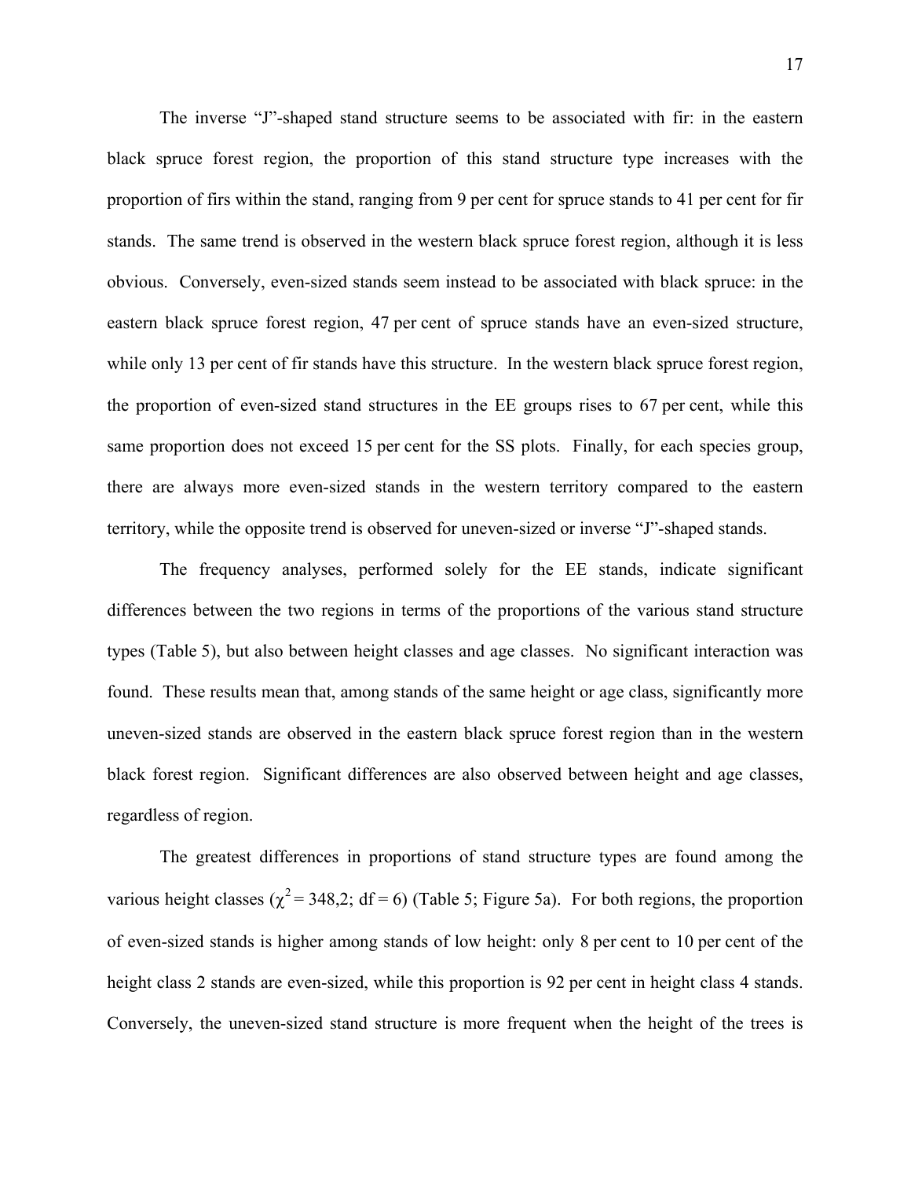The inverse "J"-shaped stand structure seems to be associated with fir: in the eastern black spruce forest region, the proportion of this stand structure type increases with the proportion of firs within the stand, ranging from 9 per cent for spruce stands to 41 per cent for fir stands. The same trend is observed in the western black spruce forest region, although it is less obvious. Conversely, even-sized stands seem instead to be associated with black spruce: in the eastern black spruce forest region, 47 per cent of spruce stands have an even-sized structure, while only 13 per cent of fir stands have this structure. In the western black spruce forest region, the proportion of even-sized stand structures in the EE groups rises to 67 per cent, while this same proportion does not exceed 15 per cent for the SS plots. Finally, for each species group, there are always more even-sized stands in the western territory compared to the eastern territory, while the opposite trend is observed for uneven-sized or inverse "J"-shaped stands.

The frequency analyses, performed solely for the EE stands, indicate significant differences between the two regions in terms of the proportions of the various stand structure types (Table 5), but also between height classes and age classes. No significant interaction was found. These results mean that, among stands of the same height or age class, significantly more uneven-sized stands are observed in the eastern black spruce forest region than in the western black forest region. Significant differences are also observed between height and age classes, regardless of region.

The greatest differences in proportions of stand structure types are found among the various height classes ($\chi^2 = 348{,}2$; df = 6) (Table 5; Figure 5a). For both regions, the proportion of even-sized stands is higher among stands of low height: only 8 per cent to 10 per cent of the height class 2 stands are even-sized, while this proportion is 92 per cent in height class 4 stands. Conversely, the uneven-sized stand structure is more frequent when the height of the trees is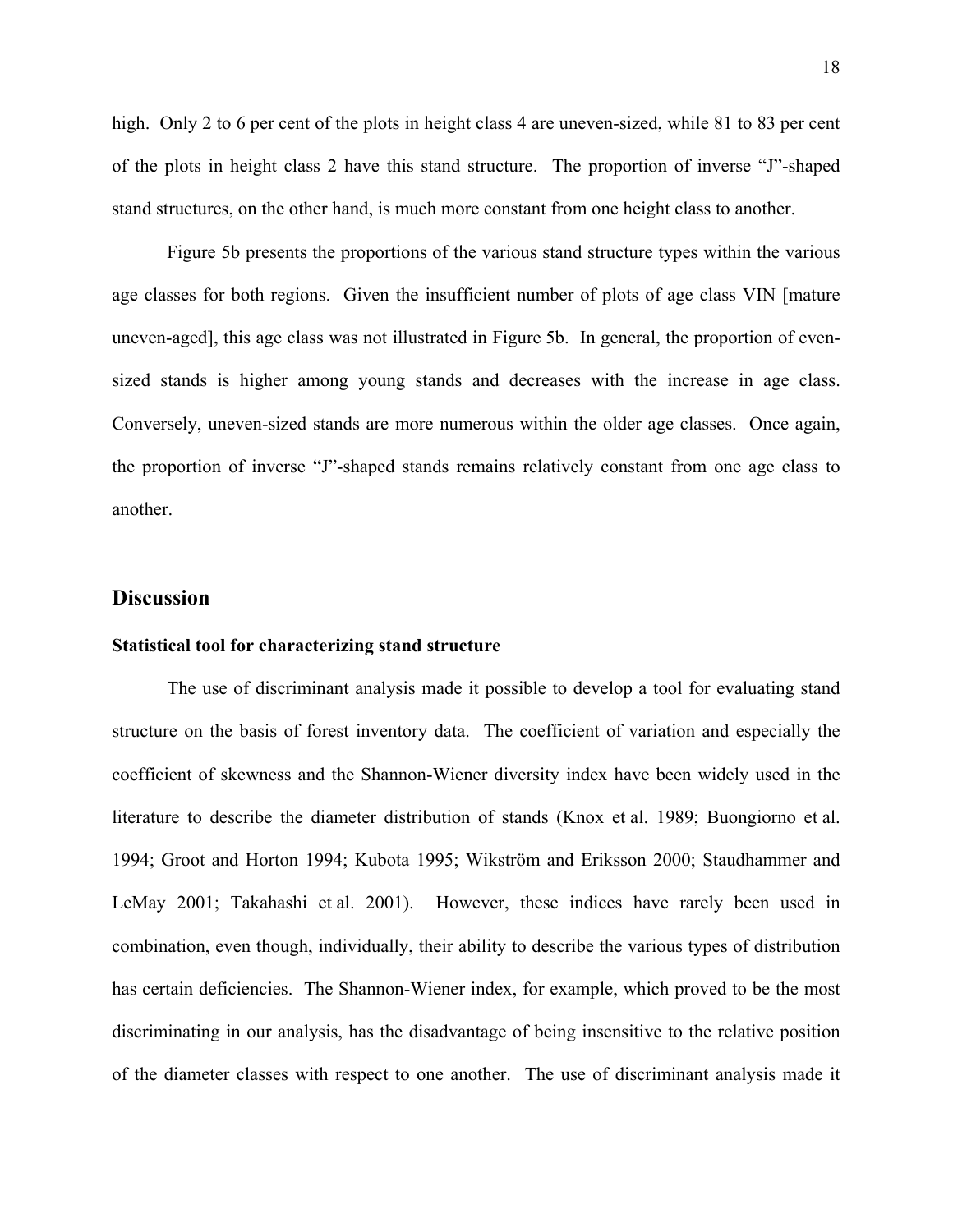high. Only 2 to 6 per cent of the plots in height class 4 are uneven-sized, while 81 to 83 per cent of the plots in height class 2 have this stand structure. The proportion of inverse "J"-shaped stand structures, on the other hand, is much more constant from one height class to another.

Figure 5b presents the proportions of the various stand structure types within the various age classes for both regions. Given the insufficient number of plots of age class VIN [mature uneven-aged], this age class was not illustrated in Figure 5b. In general, the proportion of even-sized stands is higher among young stands and decreases with the increase in age class. Conversely, uneven-sized stands are more numerous within the older age classes. Once again, the proportion of inverse "J"-shaped stands remains relatively constant from one age class to another.

## Discussion

### Statistical tool for characterizing stand structure

The use of discriminant analysis made it possible to develop a tool for evaluating stand structure on the basis of forest inventory data. The coefficient of variation and especially the coefficient of skewness and the Shannon-Wiener diversity index have been widely used in the literature to describe the diameter distribution of stands (Knox et al. 1989; Buongiorno et al. 1994; Groot and Horton 1994; Kubota 1995; Wikström and Eriksson 2000; Staudhammer and LeMay 2001; Takahashi et al. 2001). However, these indices have rarely been used in combination, even though, individually, their ability to describe the various types of distribution has certain deficiencies. The Shannon-Wiener index, for example, which proved to be the most discriminating in our analysis, has the disadvantage of being insensitive to the relative position of the diameter classes with respect to one another. The use of discriminant analysis made it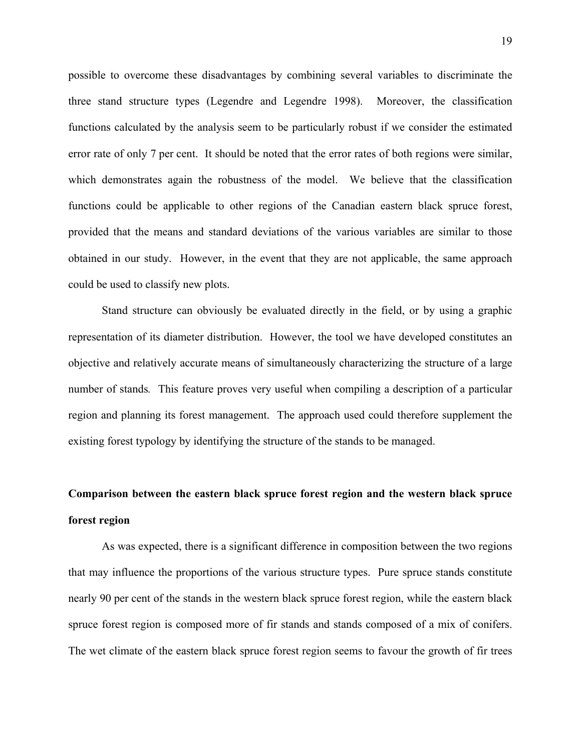possible to overcome these disadvantages by combining several variables to discriminate the three stand structure types (Legendre and Legendre 1998). Moreover, the classification functions calculated by the analysis seem to be particularly robust if we consider the estimated error rate of only 7 per cent. It should be noted that the error rates of both regions were similar, which demonstrates again the robustness of the model. We believe that the classification functions could be applicable to other regions of the Canadian eastern black spruce forest, provided that the means and standard deviations of the various variables are similar to those obtained in our study. However, in the event that they are not applicable, the same approach could be used to classify new plots.

Stand structure can obviously be evaluated directly in the field, or by using a graphic representation of its diameter distribution. However, the tool we have developed constitutes an objective and relatively accurate means of simultaneously characterizing the structure of a large number of stands. This feature proves very useful when compiling a description of a particular region and planning its forest management. The approach used could therefore supplement the existing forest typology by identifying the structure of the stands to be managed.

## Comparison between the eastern black spruce forest region and the western black spruce forest region

As was expected, there is a significant difference in composition between the two regions that may influence the proportions of the various structure types. Pure spruce stands constitute nearly 90 per cent of the stands in the western black spruce forest region, while the eastern black spruce forest region is composed more of fir stands and stands composed of a mix of conifers. The wet climate of the eastern black spruce forest region seems to favour the growth of fir trees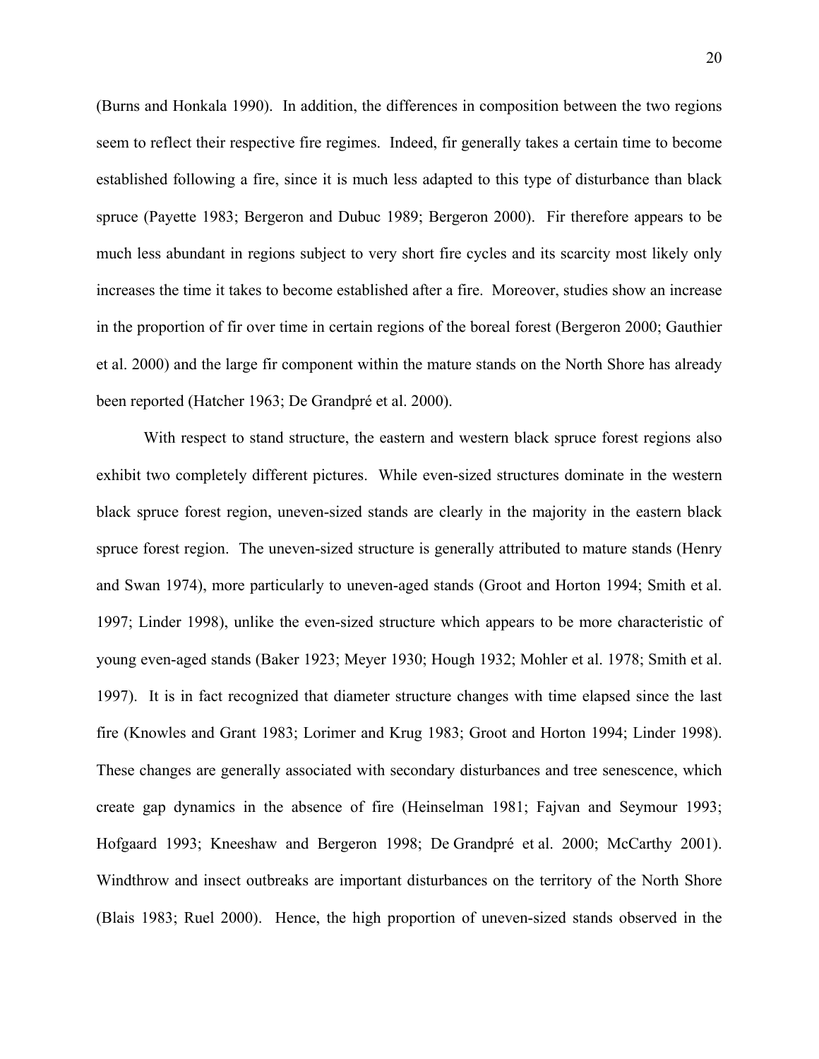(Burns and Honkala 1990). In addition, the differences in composition between the two regions seem to reflect their respective fire regimes. Indeed, fir generally takes a certain time to become established following a fire, since it is much less adapted to this type of disturbance than black spruce (Payette 1983; Bergeron and Dubuc 1989; Bergeron 2000). Fir therefore appears to be much less abundant in regions subject to very short fire cycles and its scarcity most likely only increases the time it takes to become established after a fire. Moreover, studies show an increase in the proportion of fir over time in certain regions of the boreal forest (Bergeron 2000; Gauthier et al. 2000) and the large fir component within the mature stands on the North Shore has already been reported (Hatcher 1963; De Grandpré et al. 2000).

With respect to stand structure, the eastern and western black spruce forest regions also exhibit two completely different pictures. While even-sized structures dominate in the western black spruce forest region, uneven-sized stands are clearly in the majority in the eastern black spruce forest region. The uneven-sized structure is generally attributed to mature stands (Henry and Swan 1974), more particularly to uneven-aged stands (Groot and Horton 1994; Smith et al. 1997; Linder 1998), unlike the even-sized structure which appears to be more characteristic of young even-aged stands (Baker 1923; Meyer 1930; Hough 1932; Mohler et al. 1978; Smith et al. 1997). It is in fact recognized that diameter structure changes with time elapsed since the last fire (Knowles and Grant 1983; Lorimer and Krug 1983; Groot and Horton 1994; Linder 1998). These changes are generally associated with secondary disturbances and tree senescence, which create gap dynamics in the absence of fire (Heinselman 1981; Fajvan and Seymour 1993; Hofgaard 1993; Kneeshaw and Bergeron 1998; De Grandpré et al. 2000; McCarthy 2001). Windthrow and insect outbreaks are important disturbances on the territory of the North Shore (Blais 1983; Ruel 2000). Hence, the high proportion of uneven-sized stands observed in the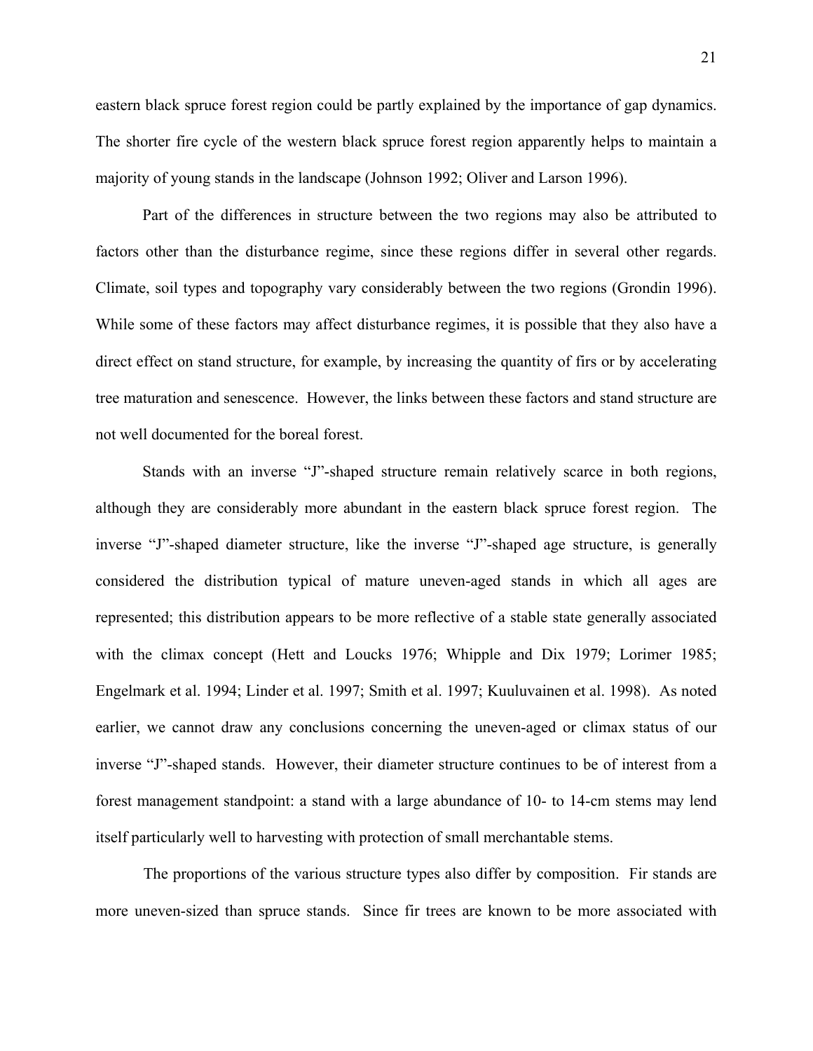eastern black spruce forest region could be partly explained by the importance of gap dynamics. The shorter fire cycle of the western black spruce forest region apparently helps to maintain a majority of young stands in the landscape (Johnson 1992; Oliver and Larson 1996).

Part of the differences in structure between the two regions may also be attributed to factors other than the disturbance regime, since these regions differ in several other regards. Climate, soil types and topography vary considerably between the two regions (Grondin 1996). While some of these factors may affect disturbance regimes, it is possible that they also have a direct effect on stand structure, for example, by increasing the quantity of firs or by accelerating tree maturation and senescence. However, the links between these factors and stand structure are not well documented for the boreal forest.

Stands with an inverse "J"-shaped structure remain relatively scarce in both regions, although they are considerably more abundant in the eastern black spruce forest region. The inverse "J"-shaped diameter structure, like the inverse "J"-shaped age structure, is generally considered the distribution typical of mature uneven-aged stands in which all ages are represented; this distribution appears to be more reflective of a stable state generally associated with the climax concept (Hett and Loucks 1976; Whipple and Dix 1979; Lorimer 1985; Engelmark et al. 1994; Linder et al. 1997; Smith et al. 1997; Kuuluvainen et al. 1998). As noted earlier, we cannot draw any conclusions concerning the uneven-aged or climax status of our inverse "J"-shaped stands. However, their diameter structure continues to be of interest from a forest management standpoint: a stand with a large abundance of 10- to 14-cm stems may lend itself particularly well to harvesting with protection of small merchantable stems.

The proportions of the various structure types also differ by composition. Fir stands are more uneven-sized than spruce stands. Since fir trees are known to be more associated with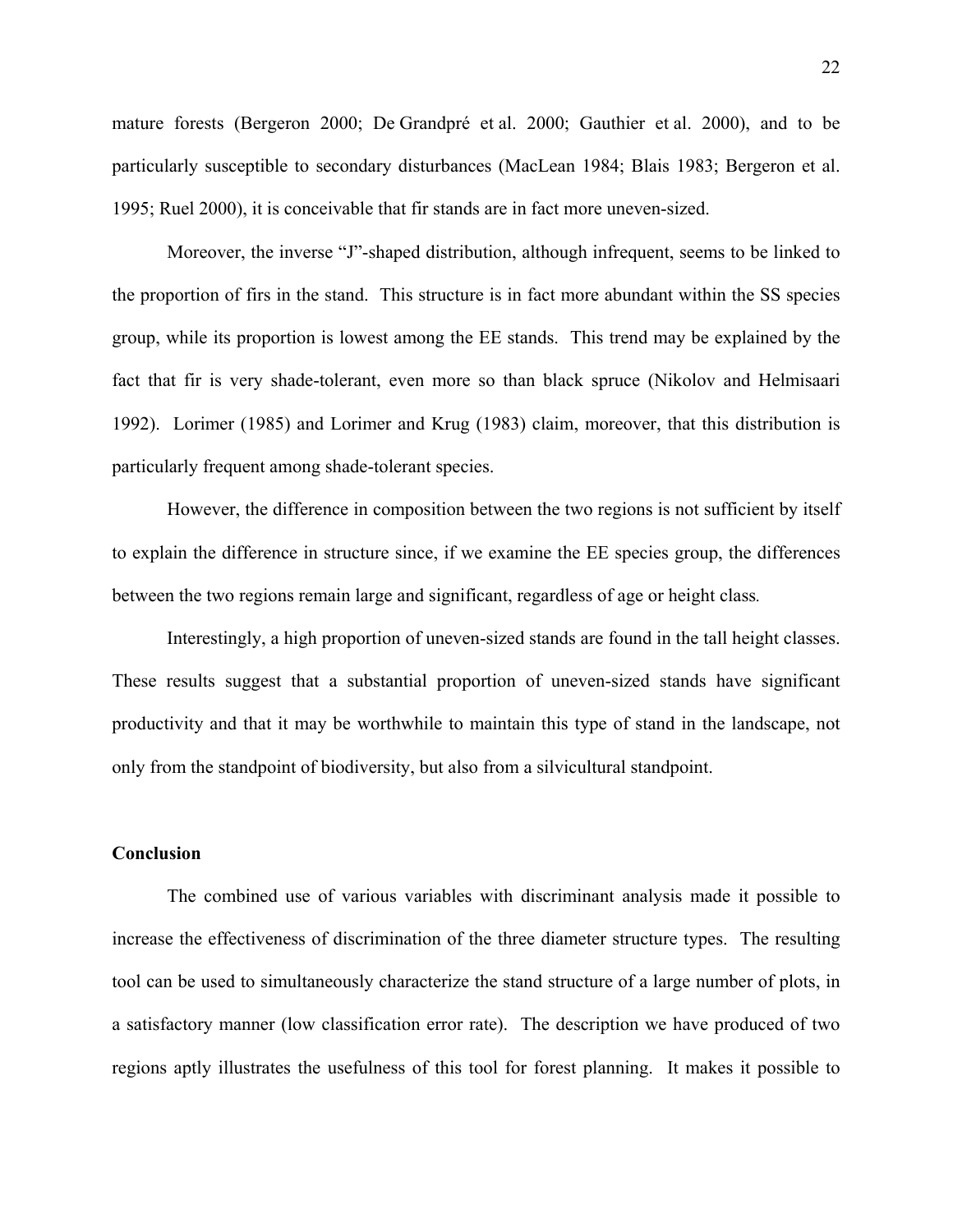mature forests (Bergeron 2000; De Grandpré et al. 2000; Gauthier et al. 2000), and to be particularly susceptible to secondary disturbances (MacLean 1984; Blais 1983; Bergeron et al. 1995; Ruel 2000), it is conceivable that fir stands are in fact more uneven-sized.

Moreover, the inverse "J"-shaped distribution, although infrequent, seems to be linked to the proportion of firs in the stand. This structure is in fact more abundant within the SS species group, while its proportion is lowest among the EE stands. This trend may be explained by the fact that fir is very shade-tolerant, even more so than black spruce (Nikolov and Helmisaari 1992). Lorimer (1985) and Lorimer and Krug (1983) claim, moreover, that this distribution is particularly frequent among shade-tolerant species.

However, the difference in composition between the two regions is not sufficient by itself to explain the difference in structure since, if we examine the EE species group, the differences between the two regions remain large and significant, regardless of age or height class.

Interestingly, a high proportion of uneven-sized stands are found in the tall height classes. These results suggest that a substantial proportion of uneven-sized stands have significant productivity and that it may be worthwhile to maintain this type of stand in the landscape, not only from the standpoint of biodiversity, but also from a silvicultural standpoint.

## Conclusion

The combined use of various variables with discriminant analysis made it possible to increase the effectiveness of discrimination of the three diameter structure types. The resulting tool can be used to simultaneously characterize the stand structure of a large number of plots, in a satisfactory manner (low classification error rate). The description we have produced of two regions aptly illustrates the usefulness of this tool for forest planning. It makes it possible to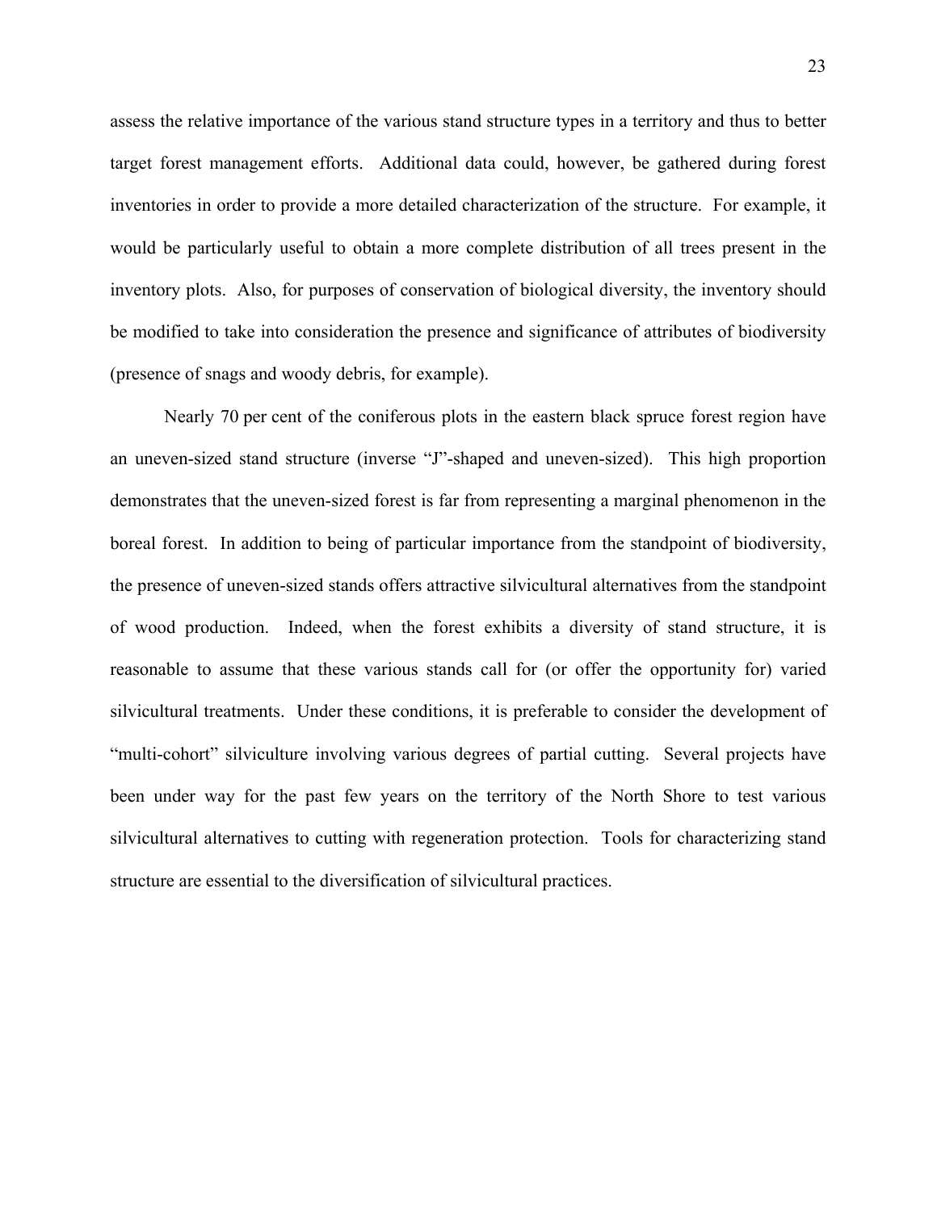assess the relative importance of the various stand structure types in a territory and thus to better target forest management efforts. Additional data could, however, be gathered during forest inventories in order to provide a more detailed characterization of the structure. For example, it would be particularly useful to obtain a more complete distribution of all trees present in the inventory plots. Also, for purposes of conservation of biological diversity, the inventory should be modified to take into consideration the presence and significance of attributes of biodiversity (presence of snags and woody debris, for example).

Nearly 70 per cent of the coniferous plots in the eastern black spruce forest region have an uneven-sized stand structure (inverse "J"-shaped and uneven-sized). This high proportion demonstrates that the uneven-sized forest is far from representing a marginal phenomenon in the boreal forest. In addition to being of particular importance from the standpoint of biodiversity, the presence of uneven-sized stands offers attractive silvicultural alternatives from the standpoint of wood production. Indeed, when the forest exhibits a diversity of stand structure, it is reasonable to assume that these various stands call for (or offer the opportunity for) varied silvicultural treatments. Under these conditions, it is preferable to consider the development of "multi-cohort" silviculture involving various degrees of partial cutting. Several projects have been under way for the past few years on the territory of the North Shore to test various silvicultural alternatives to cutting with regeneration protection. Tools for characterizing stand structure are essential to the diversification of silvicultural practices.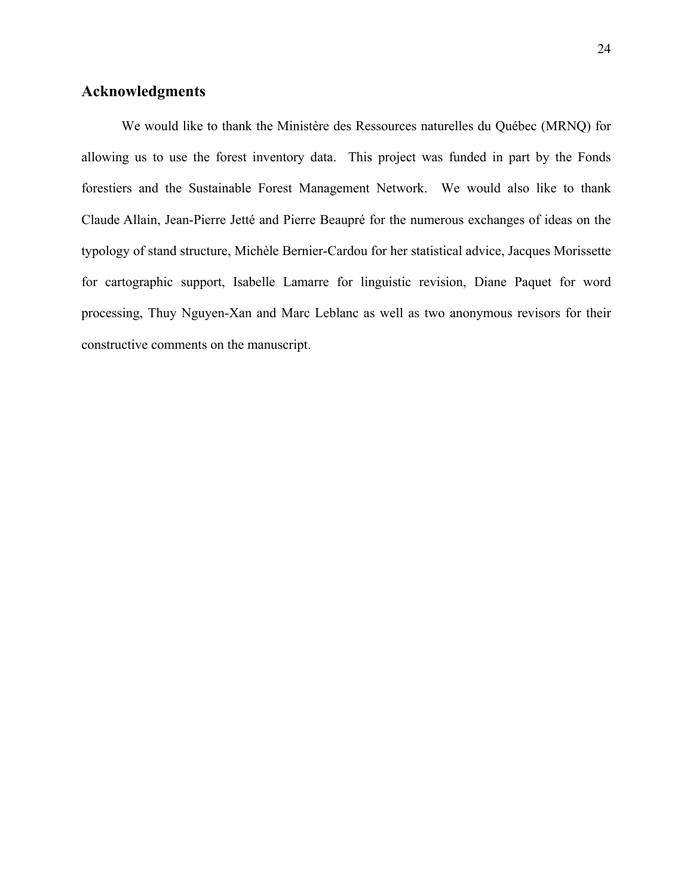## Acknowledgments

We would like to thank the Ministère des Ressources naturelles du Québec (MRNQ) for allowing us to use the forest inventory data. This project was funded in part by the Fonds forestiers and the Sustainable Forest Management Network. We would also like to thank Claude Allain, Jean-Pierre Jetté and Pierre Beaupré for the numerous exchanges of ideas on the typology of stand structure, Michèle Bernier-Cardou for her statistical advice, Jacques Morissette for cartographic support, Isabelle Lamarre for linguistic revision, Diane Paquet for word processing, Thuy Nguyen-Xan and Marc Leblanc as well as two anonymous revisors for their constructive comments on the manuscript.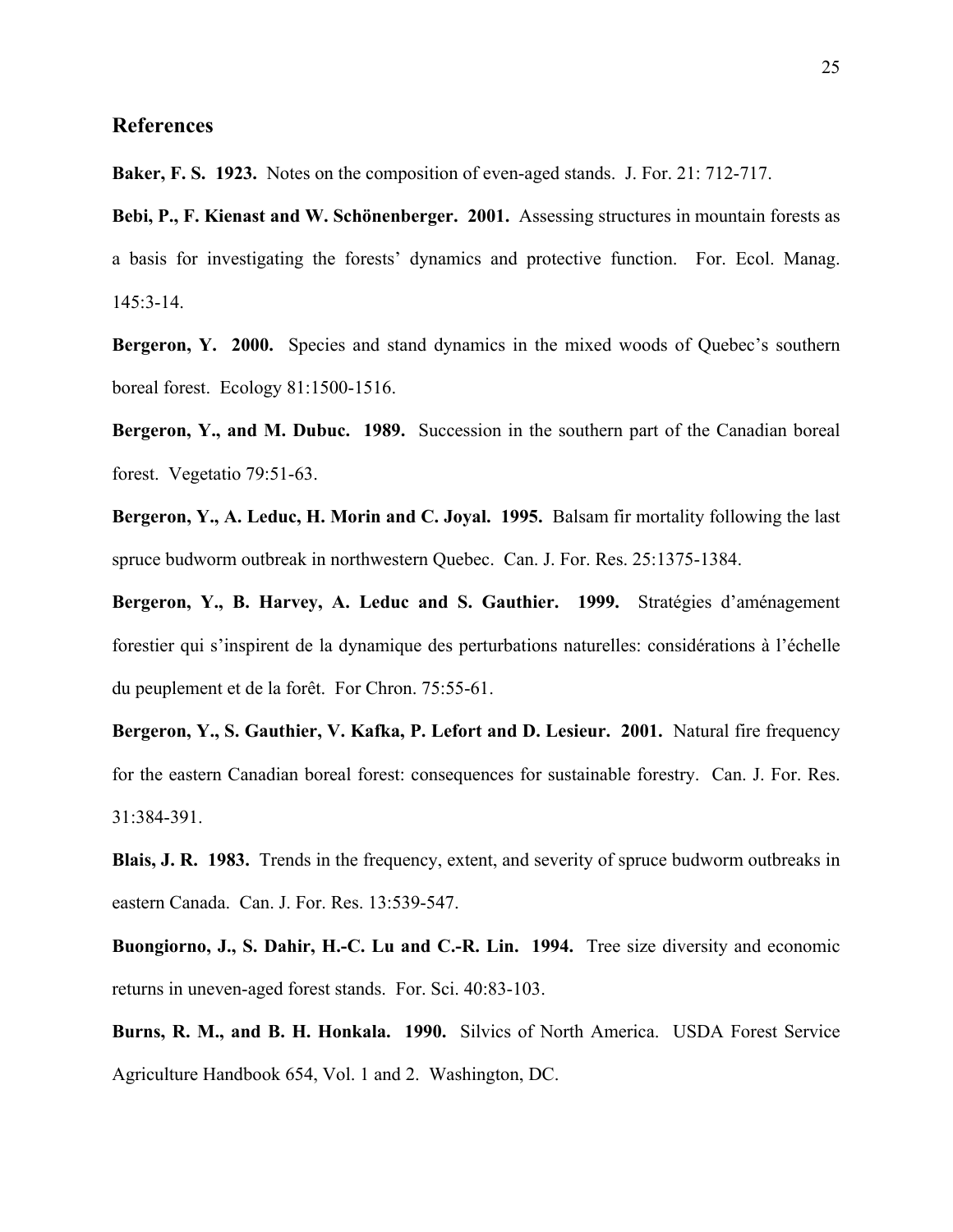## References

**Baker, F. S. 1923.** Notes on the composition of even-aged stands. J. For. 21: 712-717.

**Bebi, P., F. Kienast and W. Schönenberger. 2001.** Assessing structures in mountain forests as a basis for investigating the forests' dynamics and protective function. For. Ecol. Manag. 145:3-14.

**Bergeron, Y. 2000.** Species and stand dynamics in the mixed woods of Quebec's southern boreal forest. Ecology 81:1500-1516.

**Bergeron, Y., and M. Dubuc. 1989.** Succession in the southern part of the Canadian boreal forest. Vegetatio 79:51-63.

**Bergeron, Y., A. Leduc, H. Morin and C. Joyal. 1995.** Balsam fir mortality following the last spruce budworm outbreak in northwestern Quebec. Can. J. For. Res. 25:1375-1384.

**Bergeron, Y., B. Harvey, A. Leduc and S. Gauthier. 1999.** Stratégies d'aménagement forestier qui s'inspirent de la dynamique des perturbations naturelles: considérations à l'échelle du peuplement et de la forêt. For Chron. 75:55-61.

**Bergeron, Y., S. Gauthier, V. Kafka, P. Lefort and D. Lesieur. 2001.** Natural fire frequency for the eastern Canadian boreal forest: consequences for sustainable forestry. Can. J. For. Res. 31:384-391.

**Blais, J. R. 1983.** Trends in the frequency, extent, and severity of spruce budworm outbreaks in eastern Canada. Can. J. For. Res. 13:539-547.

**Buongiorno, J., S. Dahir, H.-C. Lu and C.-R. Lin. 1994.** Tree size diversity and economic returns in uneven-aged forest stands. For. Sci. 40:83-103.

**Burns, R. M., and B. H. Honkala. 1990.** Silvics of North America. USDA Forest Service Agriculture Handbook 654, Vol. 1 and 2. Washington, DC.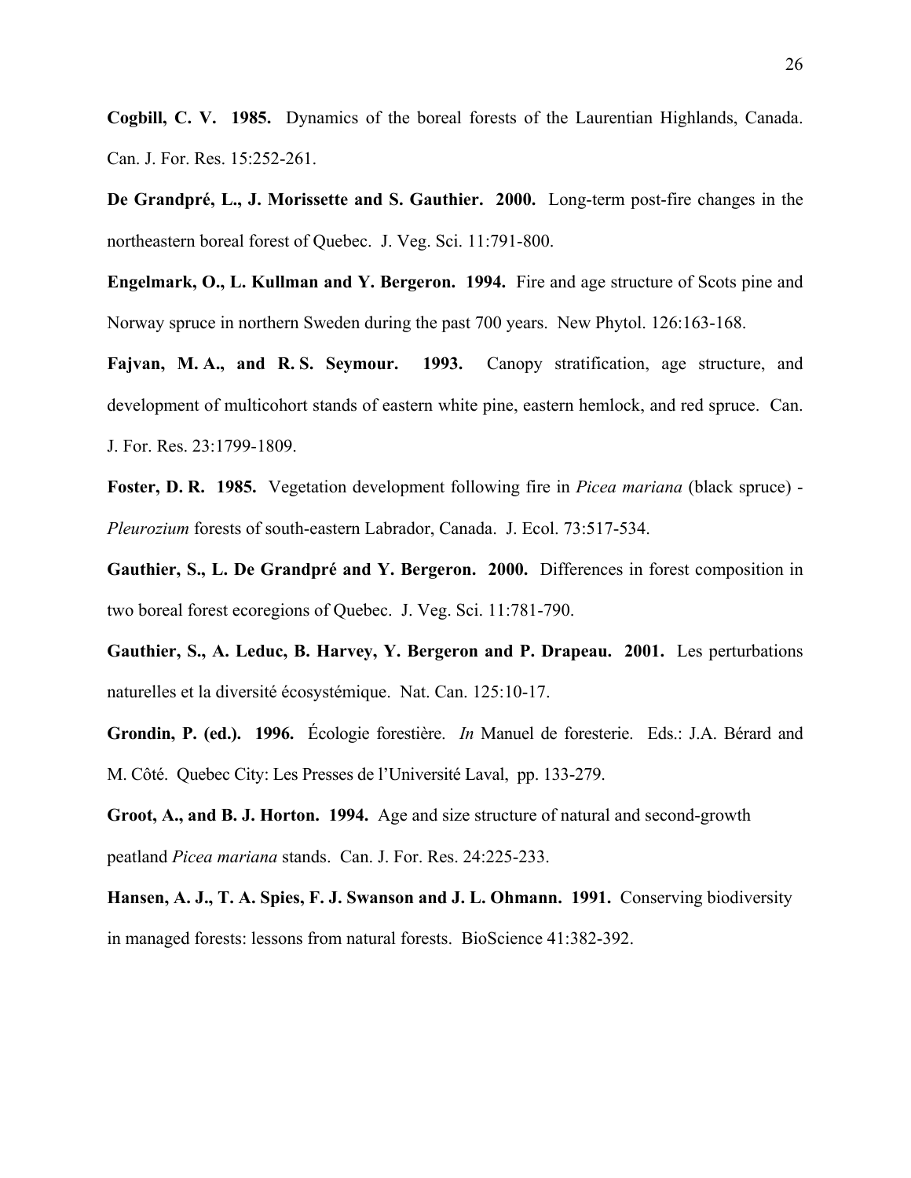**Cogbill, C. V. 1985.** Dynamics of the boreal forests of the Laurentian Highlands, Canada. Can. J. For. Res. 15:252-261.

**De Grandpré, L., J. Morissette and S. Gauthier. 2000.** Long-term post-fire changes in the northeastern boreal forest of Quebec. J. Veg. Sci. 11:791-800.

**Engelmark, O., L. Kullman and Y. Bergeron. 1994.** Fire and age structure of Scots pine and Norway spruce in northern Sweden during the past 700 years. New Phytol. 126:163-168.

**Fajvan, M. A., and R. S. Seymour. 1993.** Canopy stratification, age structure, and development of multicohort stands of eastern white pine, eastern hemlock, and red spruce. Can. J. For. Res. 23:1799-1809.

**Foster, D. R. 1985.** Vegetation development following fire in *Picea mariana* (black spruce) - *Pleurozium* forests of south-eastern Labrador, Canada. J. Ecol. 73:517-534.

**Gauthier, S., L. De Grandpré and Y. Bergeron. 2000.** Differences in forest composition in two boreal forest ecoregions of Quebec. J. Veg. Sci. 11:781-790.

**Gauthier, S., A. Leduc, B. Harvey, Y. Bergeron and P. Drapeau. 2001.** Les perturbations naturelles et la diversité écosystémique. Nat. Can. 125:10-17.

**Grondin, P. (ed.). 1996.** Écologie forestière. *In* Manuel de foresterie. Eds.: J.A. Bérard and M. Côté. Quebec City: Les Presses de l'Université Laval, pp. 133-279.

**Groot, A., and B. J. Horton. 1994.** Age and size structure of natural and second-growth peatland *Picea mariana* stands. Can. J. For. Res. 24:225-233.

**Hansen, A. J., T. A. Spies, F. J. Swanson and J. L. Ohmann. 1991.** Conserving biodiversity in managed forests: lessons from natural forests. BioScience 41:382-392.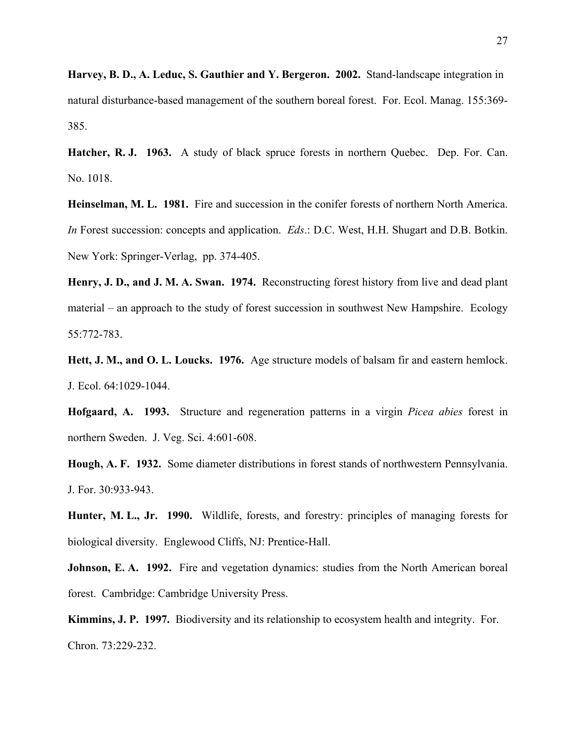**Harvey, B. D., A. Leduc, S. Gauthier and Y. Bergeron. 2002.** Stand-landscape integration in natural disturbance-based management of the southern boreal forest. For. Ecol. Manag. 155:369-385.

**Hatcher, R. J. 1963.** A study of black spruce forests in northern Quebec. Dep. For. Can. No. 1018.

**Heinselman, M. L. 1981.** Fire and succession in the conifer forests of northern North America. *In* Forest succession: concepts and application. *Eds*.: D.C. West, H.H. Shugart and D.B. Botkin. New York: Springer-Verlag, pp. 374-405.

**Henry, J. D., and J. M. A. Swan. 1974.** Reconstructing forest history from live and dead plant material – an approach to the study of forest succession in southwest New Hampshire. Ecology 55:772-783.

**Hett, J. M., and O. L. Loucks. 1976.** Age structure models of balsam fir and eastern hemlock. J. Ecol. 64:1029-1044.

**Hofgaard, A. 1993.** Structure and regeneration patterns in a virgin *Picea abies* forest in northern Sweden. J. Veg. Sci. 4:601-608.

**Hough, A. F. 1932.** Some diameter distributions in forest stands of northwestern Pennsylvania. J. For. 30:933-943.

**Hunter, M. L., Jr. 1990.** Wildlife, forests, and forestry: principles of managing forests for biological diversity. Englewood Cliffs, NJ: Prentice-Hall.

**Johnson, E. A. 1992.** Fire and vegetation dynamics: studies from the North American boreal forest. Cambridge: Cambridge University Press.

**Kimmins, J. P. 1997.** Biodiversity and its relationship to ecosystem health and integrity. For. Chron. 73:229-232.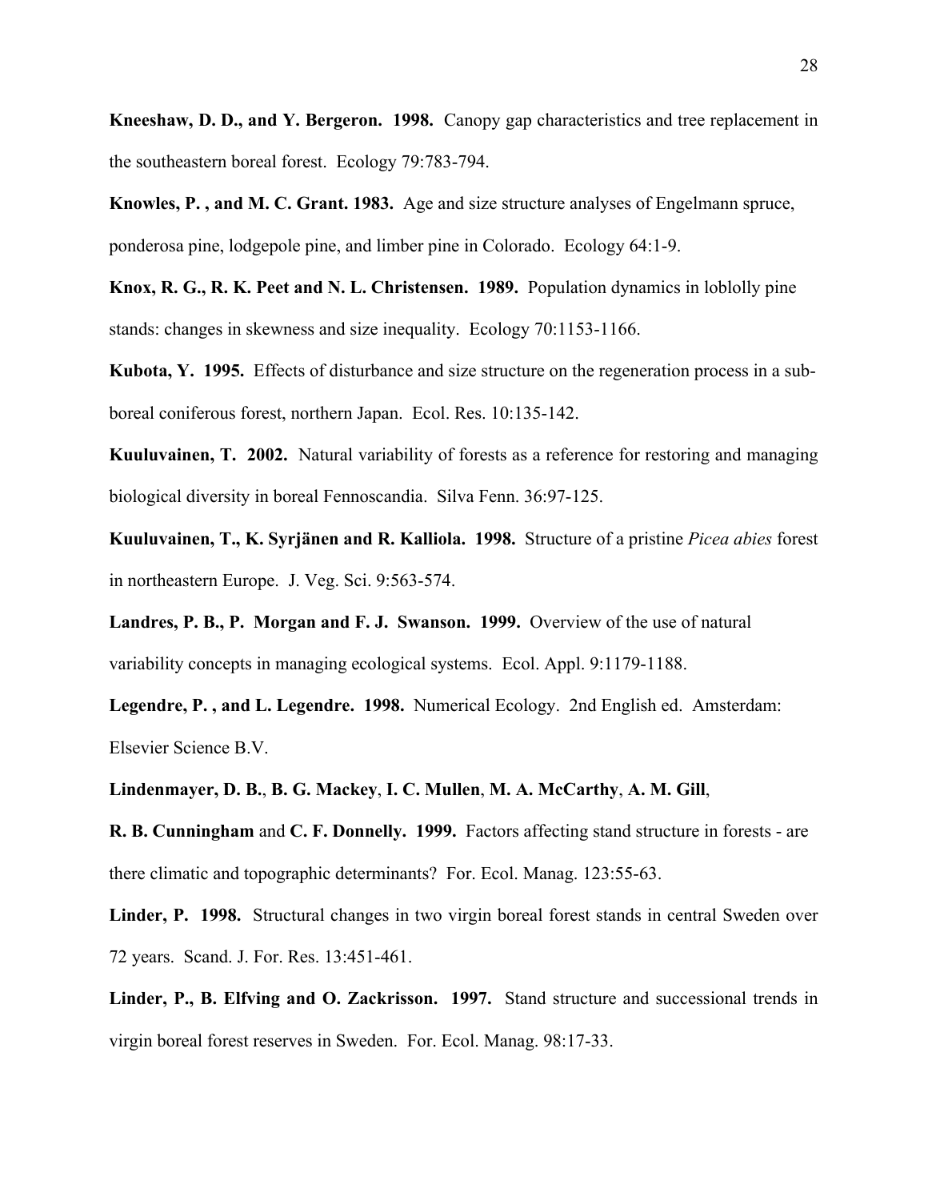**Kneeshaw, D. D., and Y. Bergeron. 1998.** Canopy gap characteristics and tree replacement in the southeastern boreal forest. Ecology 79:783-794.

**Knowles, P. , and M. C. Grant. 1983.** Age and size structure analyses of Engelmann spruce, ponderosa pine, lodgepole pine, and limber pine in Colorado. Ecology 64:1-9.

**Knox, R. G., R. K. Peet and N. L. Christensen. 1989.** Population dynamics in loblolly pine stands: changes in skewness and size inequality. Ecology 70:1153-1166.

**Kubota, Y. 1995.** Effects of disturbance and size structure on the regeneration process in a sub-boreal coniferous forest, northern Japan. Ecol. Res. 10:135-142.

**Kuuluvainen, T. 2002.** Natural variability of forests as a reference for restoring and managing biological diversity in boreal Fennoscandia. Silva Fenn. 36:97-125.

**Kuuluvainen, T., K. Syrjänen and R. Kalliola. 1998.** Structure of a pristine *Picea abies* forest in northeastern Europe. J. Veg. Sci. 9:563-574.

**Landres, P. B., P. Morgan and F. J. Swanson. 1999.** Overview of the use of natural variability concepts in managing ecological systems. Ecol. Appl. 9:1179-1188.

**Legendre, P. , and L. Legendre. 1998.** Numerical Ecology. 2nd English ed. Amsterdam: Elsevier Science B.V.

**Lindenmayer, D. B.**, **B. G. Mackey**, **I. C. Mullen**, **M. A. McCarthy**, **A. M. Gill**, **R. B. Cunningham** and **C. F. Donnelly. 1999.** Factors affecting stand structure in forests - are there climatic and topographic determinants? For. Ecol. Manag. 123:55-63.

**Linder, P. 1998.** Structural changes in two virgin boreal forest stands in central Sweden over 72 years. Scand. J. For. Res. 13:451-461.

**Linder, P., B. Elfving and O. Zackrisson. 1997.** Stand structure and successional trends in virgin boreal forest reserves in Sweden. For. Ecol. Manag. 98:17-33.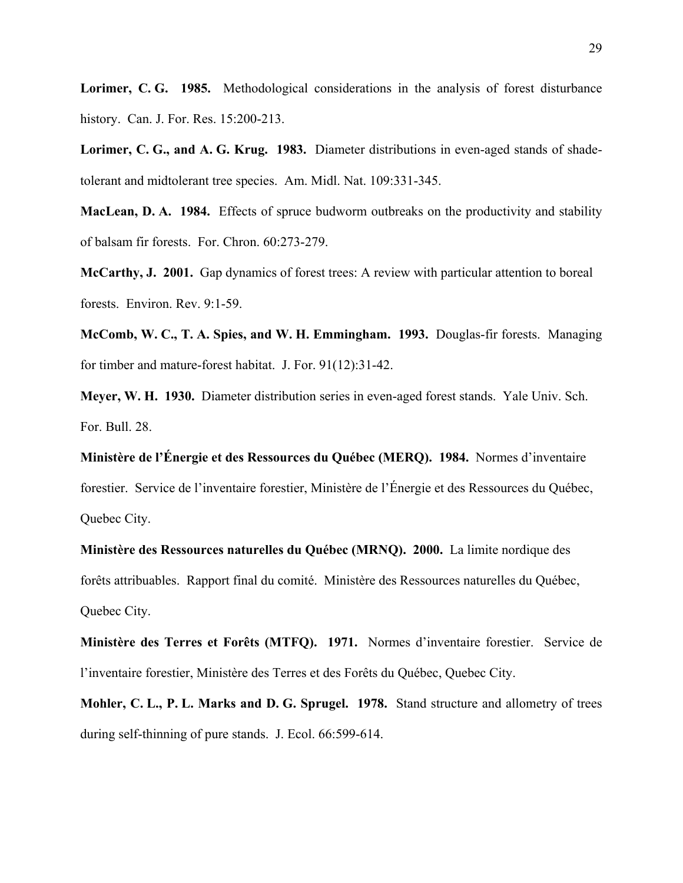**Lorimer, C. G. 1985.** Methodological considerations in the analysis of forest disturbance history. Can. J. For. Res. 15:200-213.

**Lorimer, C. G., and A. G. Krug. 1983.** Diameter distributions in even-aged stands of shade-tolerant and midtolerant tree species. Am. Midl. Nat. 109:331-345.

**MacLean, D. A. 1984.** Effects of spruce budworm outbreaks on the productivity and stability of balsam fir forests. For. Chron. 60:273-279.

**McCarthy, J. 2001.** Gap dynamics of forest trees: A review with particular attention to boreal forests. Environ. Rev. 9:1-59.

**McComb, W. C., T. A. Spies, and W. H. Emmingham. 1993.** Douglas-fir forests. Managing for timber and mature-forest habitat. J. For. 91(12):31-42.

**Meyer, W. H. 1930.** Diameter distribution series in even-aged forest stands. Yale Univ. Sch. For. Bull. 28.

**Ministère de l'Énergie et des Ressources du Québec (MERQ). 1984.** Normes d'inventaire forestier. Service de l'inventaire forestier, Ministère de l'Énergie et des Ressources du Québec, Quebec City.

**Ministère des Ressources naturelles du Québec (MRNQ). 2000.** La limite nordique des forêts attribuables. Rapport final du comité. Ministère des Ressources naturelles du Québec, Quebec City.

**Ministère des Terres et Forêts (MTFQ). 1971.** Normes d'inventaire forestier. Service de l'inventaire forestier, Ministère des Terres et des Forêts du Québec, Quebec City.

**Mohler, C. L., P. L. Marks and D. G. Sprugel. 1978.** Stand structure and allometry of trees during self-thinning of pure stands. J. Ecol. 66:599-614.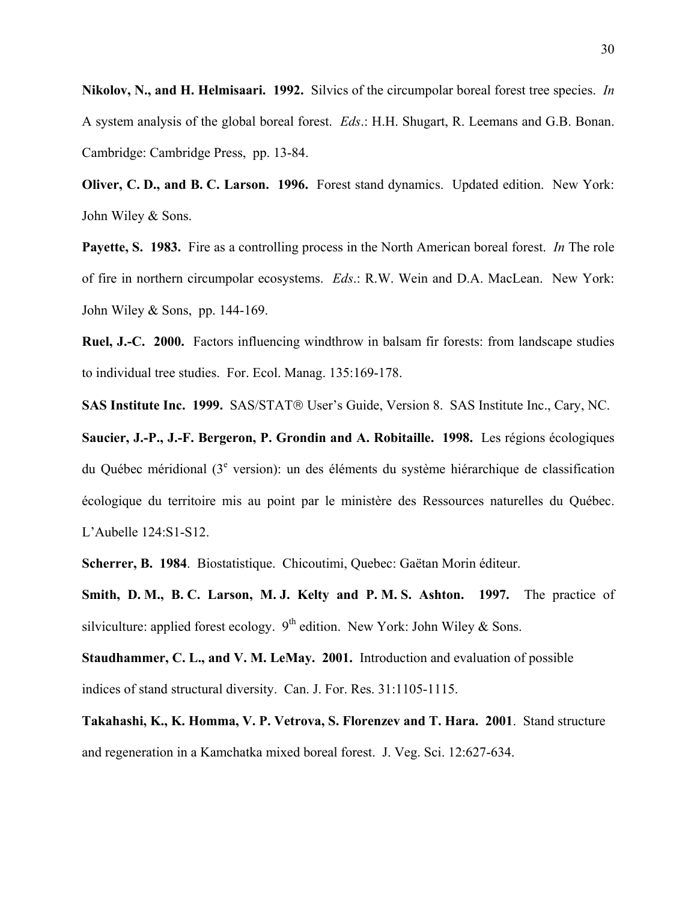**Nikolov, N., and H. Helmisaari. 1992.** Silvics of the circumpolar boreal forest tree species. *In* A system analysis of the global boreal forest. *Eds*.: H.H. Shugart, R. Leemans and G.B. Bonan. Cambridge: Cambridge Press, pp. 13-84.

**Oliver, C. D., and B. C. Larson. 1996.** Forest stand dynamics. Updated edition. New York: John Wiley & Sons.

**Payette, S. 1983.** Fire as a controlling process in the North American boreal forest. *In* The role of fire in northern circumpolar ecosystems. *Eds*.: R.W. Wein and D.A. MacLean. New York: John Wiley & Sons, pp. 144-169.

**Ruel, J.-C. 2000.** Factors influencing windthrow in balsam fir forests: from landscape studies to individual tree studies. For. Ecol. Manag. 135:169-178.

**SAS Institute Inc. 1999.** SAS/STAT® User's Guide, Version 8. SAS Institute Inc., Cary, NC.

**Saucier, J.-P., J.-F. Bergeron, P. Grondin and A. Robitaille. 1998.** Les régions écologiques du Québec méridional (3e version): un des éléments du système hiérarchique de classification écologique du territoire mis au point par le ministère des Ressources naturelles du Québec. L'Aubelle 124:S1-S12.

**Scherrer, B. 1984**. Biostatistique. Chicoutimi, Quebec: Gaëtan Morin éditeur.

**Smith, D. M., B. C. Larson, M. J. Kelty and P. M. S. Ashton. 1997.** The practice of silviculture: applied forest ecology. 9th edition. New York: John Wiley & Sons.

**Staudhammer, C. L., and V. M. LeMay. 2001.** Introduction and evaluation of possible indices of stand structural diversity. Can. J. For. Res. 31:1105-1115.

**Takahashi, K., K. Homma, V. P. Vetrova, S. Florenzev and T. Hara. 2001**. Stand structure and regeneration in a Kamchatka mixed boreal forest. J. Veg. Sci. 12:627-634.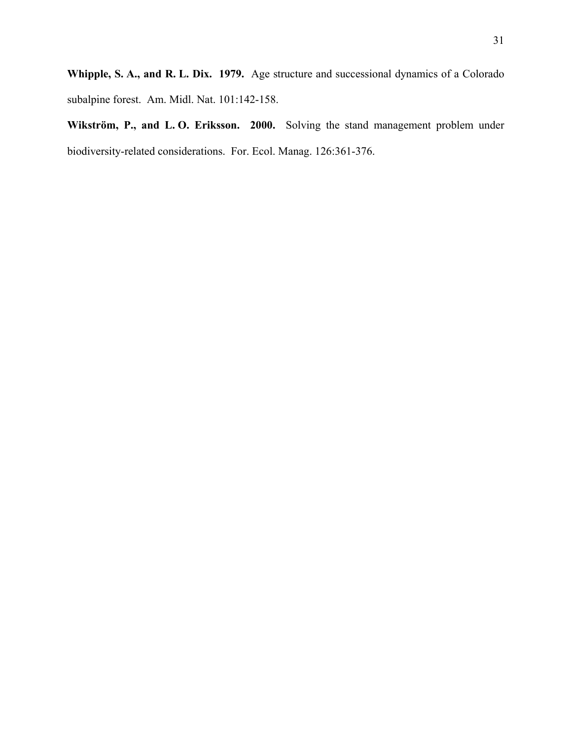**Whipple, S. A., and R. L. Dix. 1979.** Age structure and successional dynamics of a Colorado subalpine forest. Am. Midl. Nat. 101:142-158.

**Wikström, P., and L. O. Eriksson. 2000.** Solving the stand management problem under biodiversity-related considerations. For. Ecol. Manag. 126:361-376.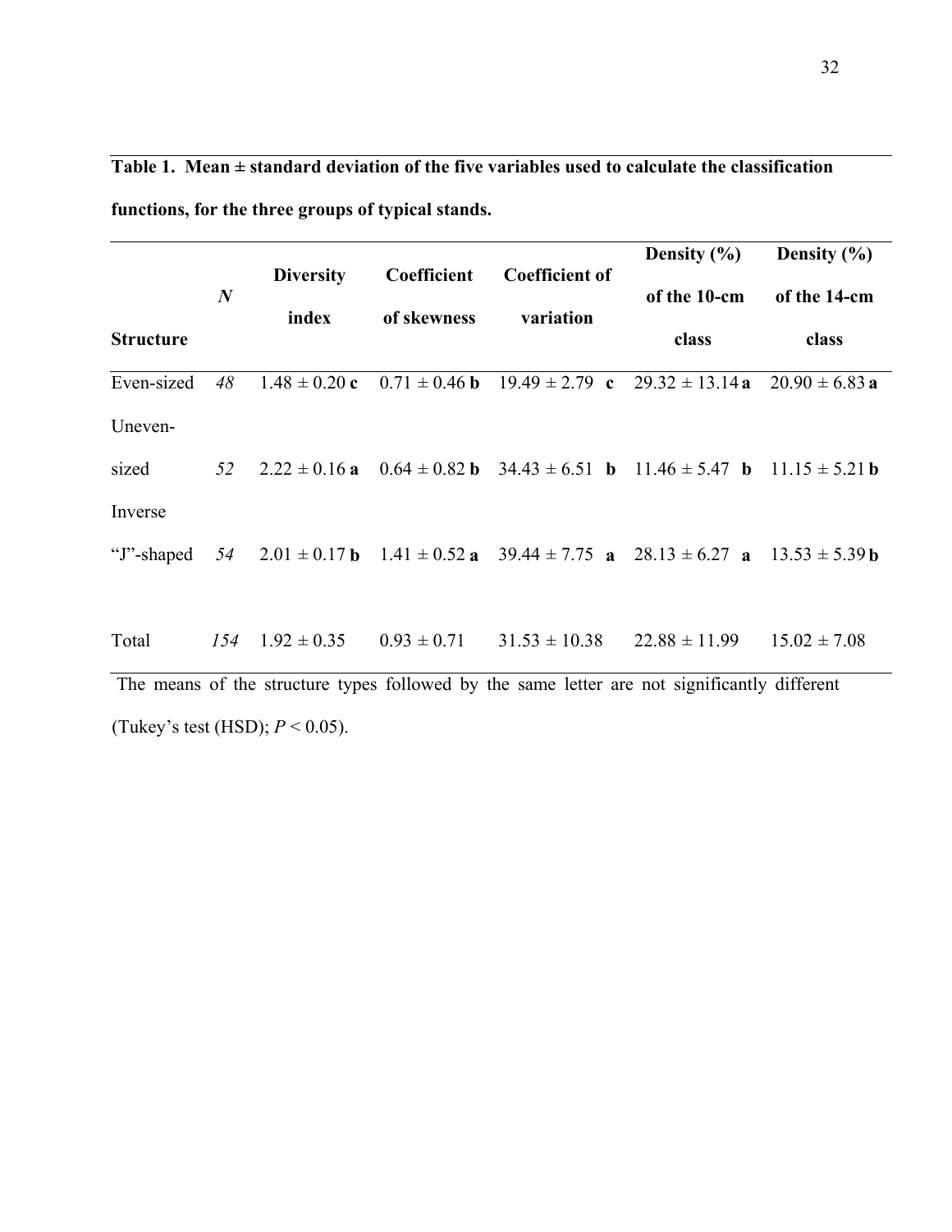**Table 1. Mean ± standard deviation of the five variables used to calculate the classification functions, for the three groups of typical stands.**

| Structure | *N* | Diversity index | Coefficient of skewness | Coefficient of variation | Density (%) of the 10-cm class | Density (%) of the 14-cm class |
|---|---|---|---|---|---|---|
| Even-sized | *48* | 1.48 ± 0.20 **c** | 0.71 ± 0.46 **b** | 19.49 ± 2.79 **c** | 29.32 ± 13.14 **a** | 20.90 ± 6.83 **a** |
| Uneven-sized | *52* | 2.22 ± 0.16 **a** | 0.64 ± 0.82 **b** | 34.43 ± 6.51 **b** | 11.46 ± 5.47 **b** | 11.15 ± 5.21 **b** |
| Inverse “J”-shaped | *54* | 2.01 ± 0.17 **b** | 1.41 ± 0.52 **a** | 39.44 ± 7.75 **a** | 28.13 ± 6.27 **a** | 13.53 ± 5.39 **b** |
| Total | *154* | 1.92 ± 0.35 | 0.93 ± 0.71 | 31.53 ± 10.38 | 22.88 ± 11.99 | 15.02 ± 7.08 |

The means of the structure types followed by the same letter are not significantly different (Tukey’s test (HSD); $P < 0.05$).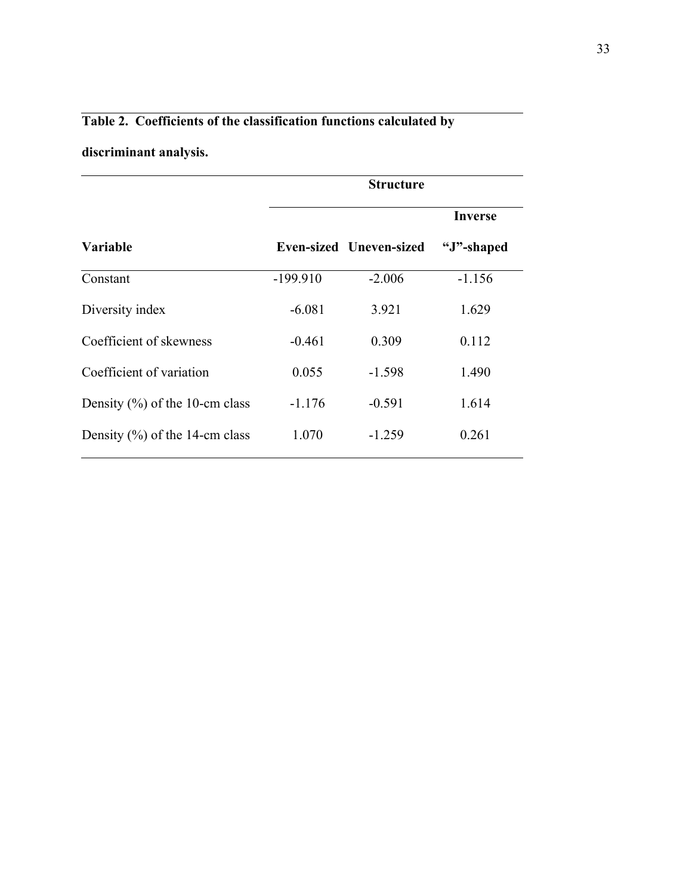**Table 2. Coefficients of the classification functions calculated by discriminant analysis.**

| | Structure | | |
|---|---|---|---|
| Variable | Even-sized | Uneven-sized | Inverse "J"-shaped |
| Constant | -199.910 | -2.006 | -1.156 |
| Diversity index | -6.081 | 3.921 | 1.629 |
| Coefficient of skewness | -0.461 | 0.309 | 0.112 |
| Coefficient of variation | 0.055 | -1.598 | 1.490 |
| Density (%) of the 10-cm class | -1.176 | -0.591 | 1.614 |
| Density (%) of the 14-cm class | 1.070 | -1.259 | 0.261 |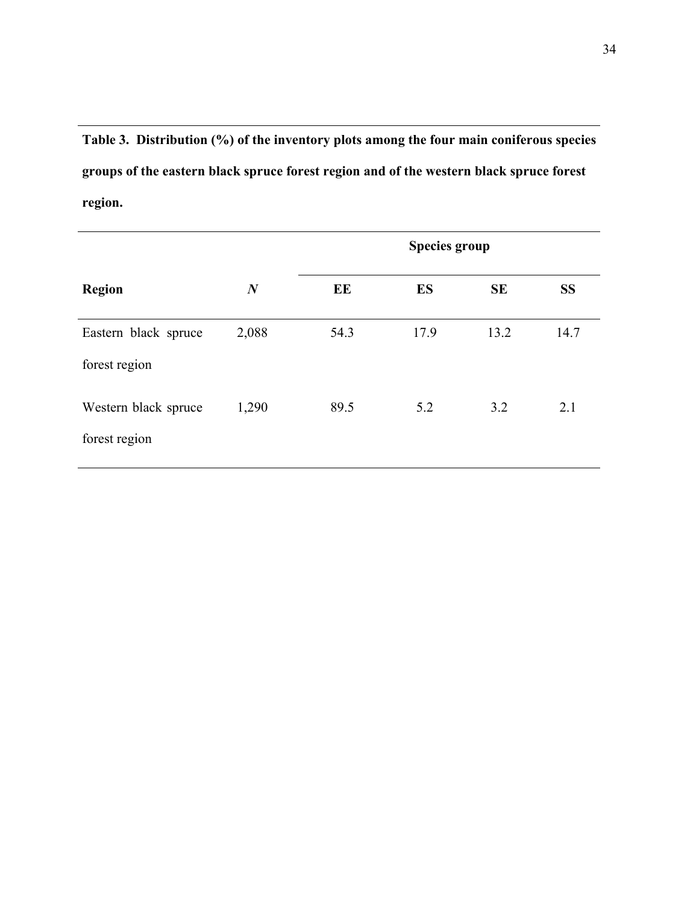**Table 3. Distribution (%) of the inventory plots among the four main coniferous species groups of the eastern black spruce forest region and of the western black spruce forest region.**

| Region | *N* | Species group | | | |
|---|---|---|---|---|---|
| | | **EE** | **ES** | **SE** | **SS** |
| Eastern black spruce forest region | 2,088 | 54.3 | 17.9 | 13.2 | 14.7 |
| Western black spruce forest region | 1,290 | 89.5 | 5.2 | 3.2 | 2.1 |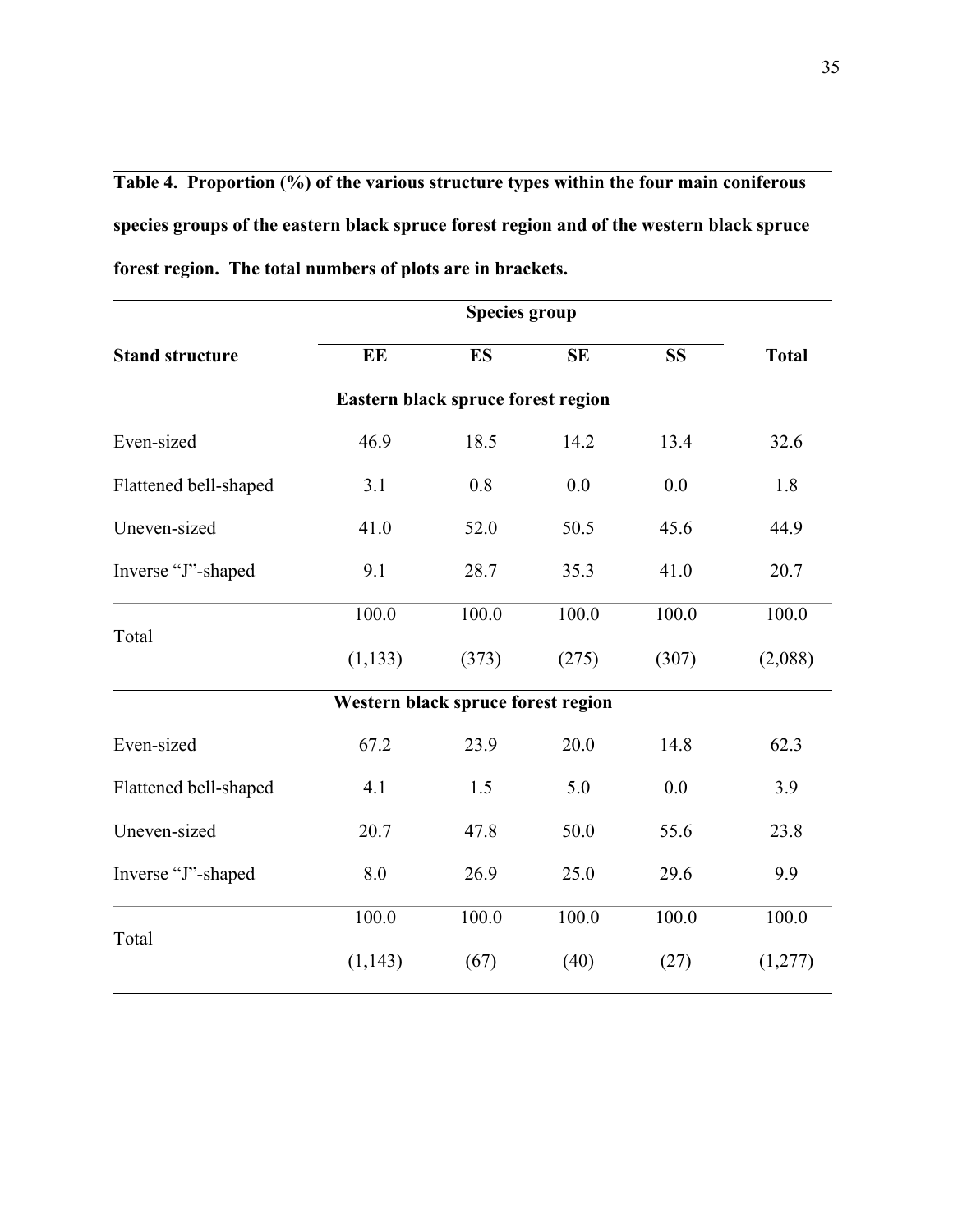**Table 4. Proportion (%) of the various structure types within the four main coniferous species groups of the eastern black spruce forest region and of the western black spruce forest region. The total numbers of plots are in brackets.**

| Stand structure | Species group | | | | Total |
|---|---|---|---|---|---|
| | EE | ES | SE | SS | |
| **Eastern black spruce forest region** | | | | | |
| Even-sized | 46.9 | 18.5 | 14.2 | 13.4 | 32.6 |
| Flattened bell-shaped | 3.1 | 0.8 | 0.0 | 0.0 | 1.8 |
| Uneven-sized | 41.0 | 52.0 | 50.5 | 45.6 | 44.9 |
| Inverse "J"-shaped | 9.1 | 28.7 | 35.3 | 41.0 | 20.7 |
| Total | 100.0 (1,133) | 100.0 (373) | 100.0 (275) | 100.0 (307) | 100.0 (2,088) |
| **Western black spruce forest region** | | | | | |
| Even-sized | 67.2 | 23.9 | 20.0 | 14.8 | 62.3 |
| Flattened bell-shaped | 4.1 | 1.5 | 5.0 | 0.0 | 3.9 |
| Uneven-sized | 20.7 | 47.8 | 50.0 | 55.6 | 23.8 |
| Inverse "J"-shaped | 8.0 | 26.9 | 25.0 | 29.6 | 9.9 |
| Total | 100.0 (1,143) | 100.0 (67) | 100.0 (40) | 100.0 (27) | 100.0 (1,277) |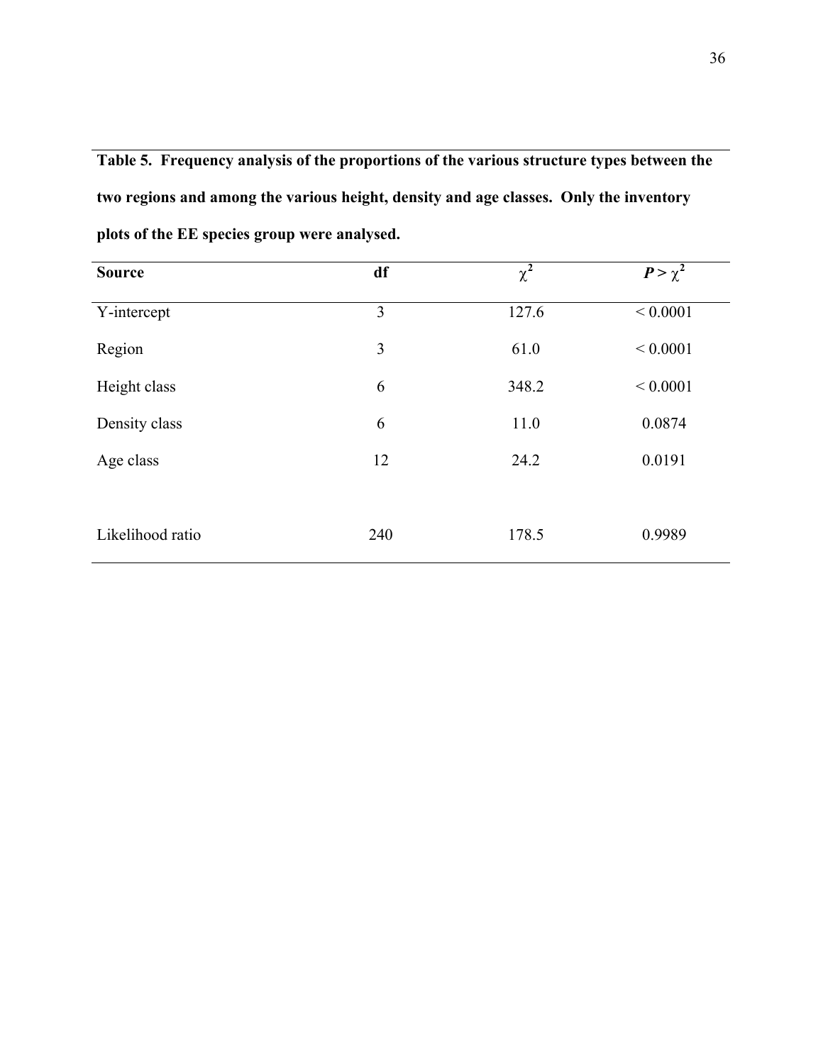**Table 5. Frequency analysis of the proportions of the various structure types between the two regions and among the various height, density and age classes. Only the inventory plots of the EE species group were analysed.**

| Source | df | $\chi^2$ | $P > \chi^2$ |
|---|---|---|---|
| Y-intercept | 3 | 127.6 | < 0.0001 |
| Region | 3 | 61.0 | < 0.0001 |
| Height class | 6 | 348.2 | < 0.0001 |
| Density class | 6 | 11.0 | 0.0874 |
| Age class | 12 | 24.2 | 0.0191 |
| | | | |
| Likelihood ratio | 240 | 178.5 | 0.9989 |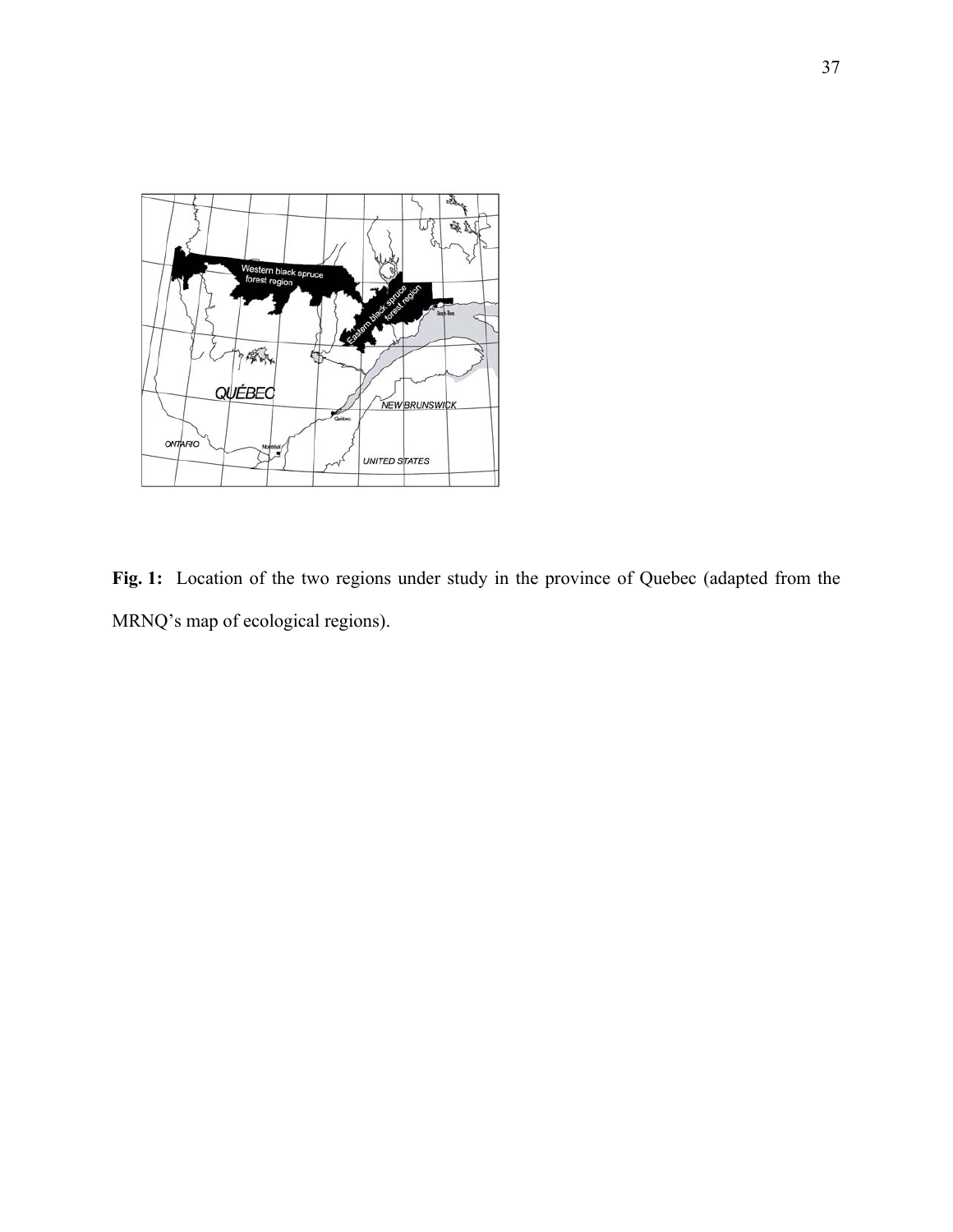**Fig. 1:** Location of the two regions under study in the province of Quebec (adapted from the MRNQ's map of ecological regions).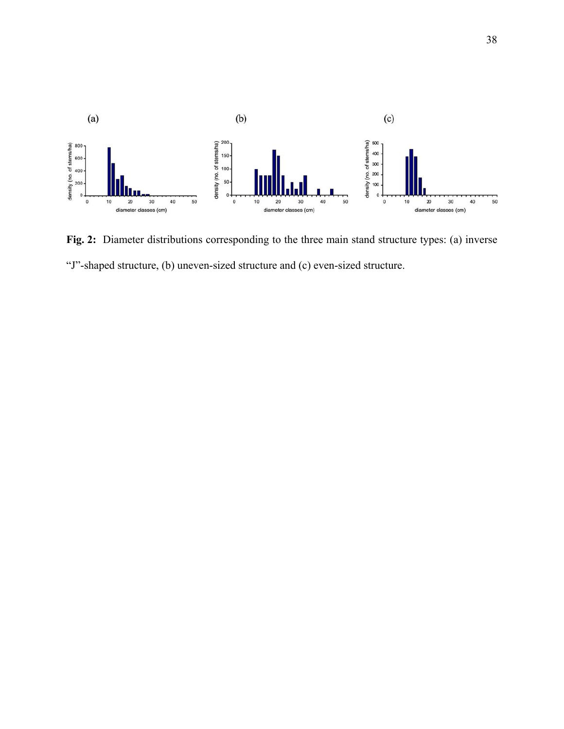**Fig. 2:** Diameter distributions corresponding to the three main stand structure types: (a) inverse "J"-shaped structure, (b) uneven-sized structure and (c) even-sized structure.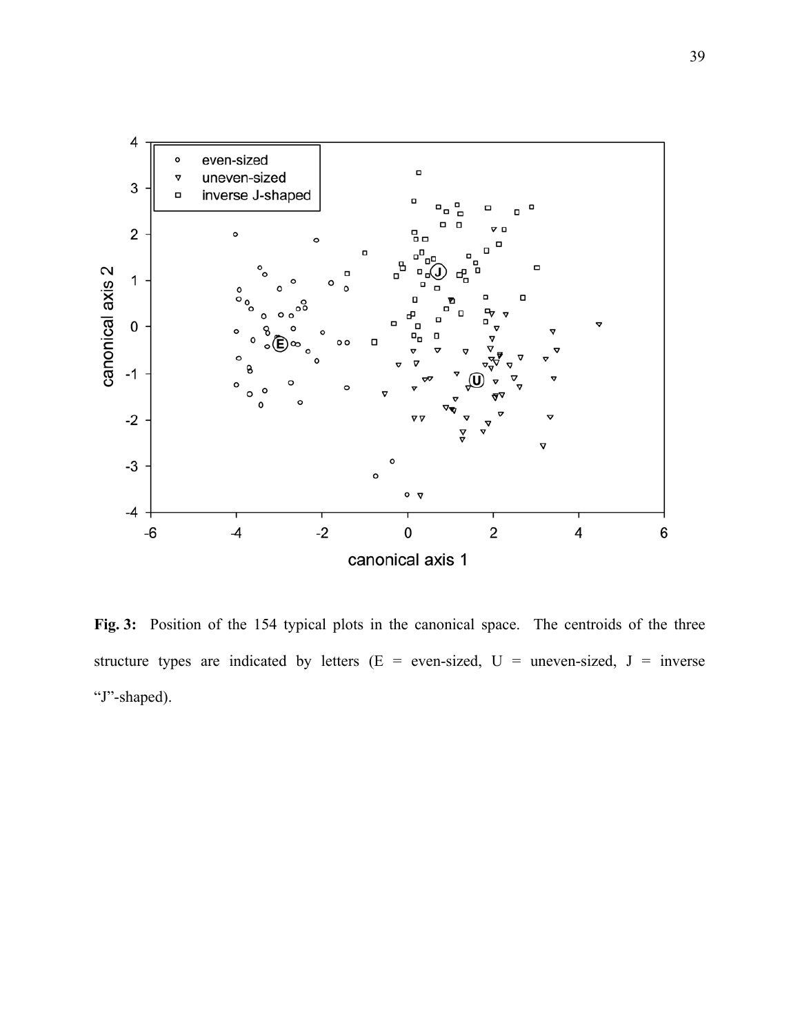**Fig. 3:** Position of the 154 typical plots in the canonical space. The centroids of the three structure types are indicated by letters (E = even-sized, U = uneven-sized, J = inverse "J"-shaped).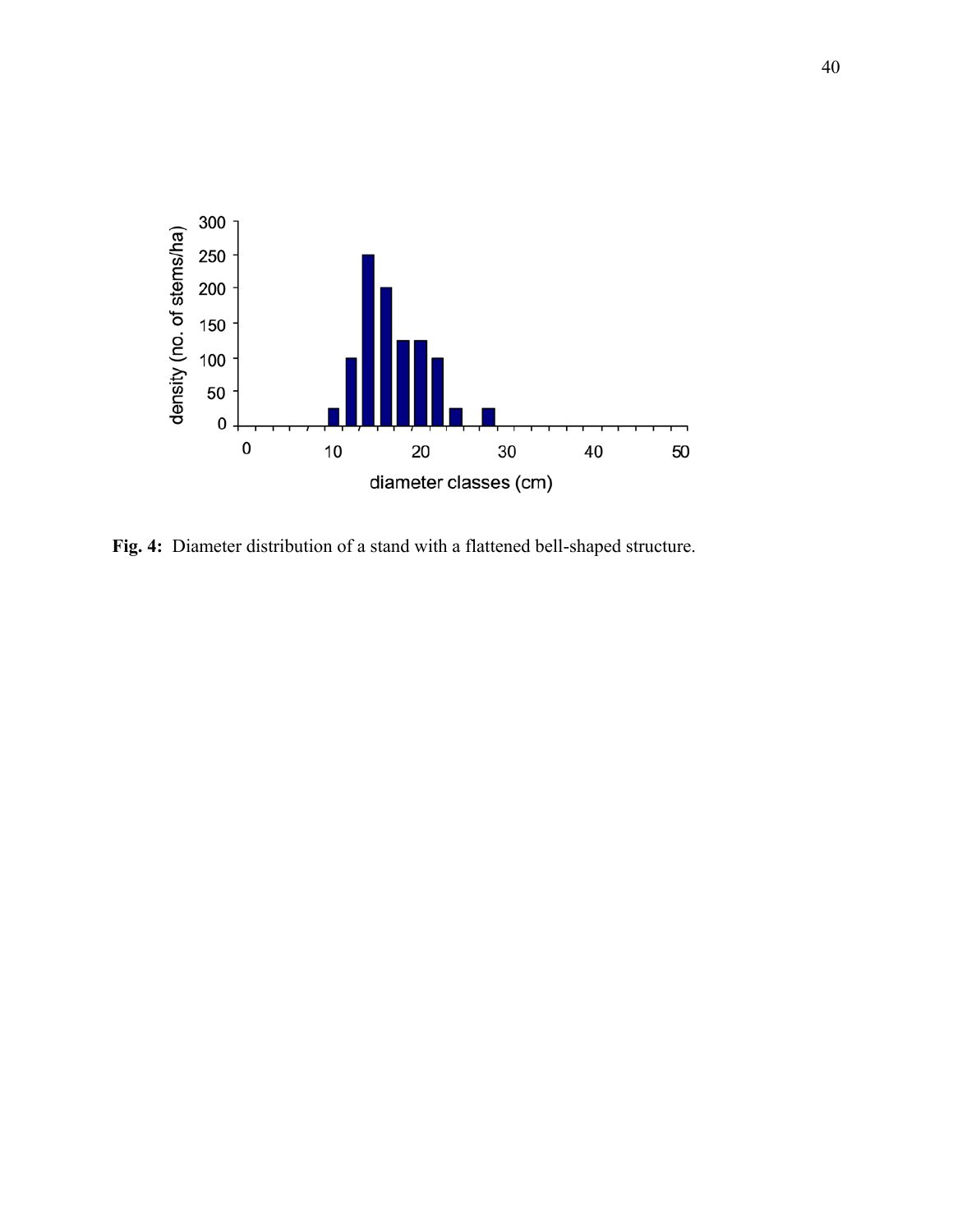**Fig. 4:** Diameter distribution of a stand with a flattened bell-shaped structure.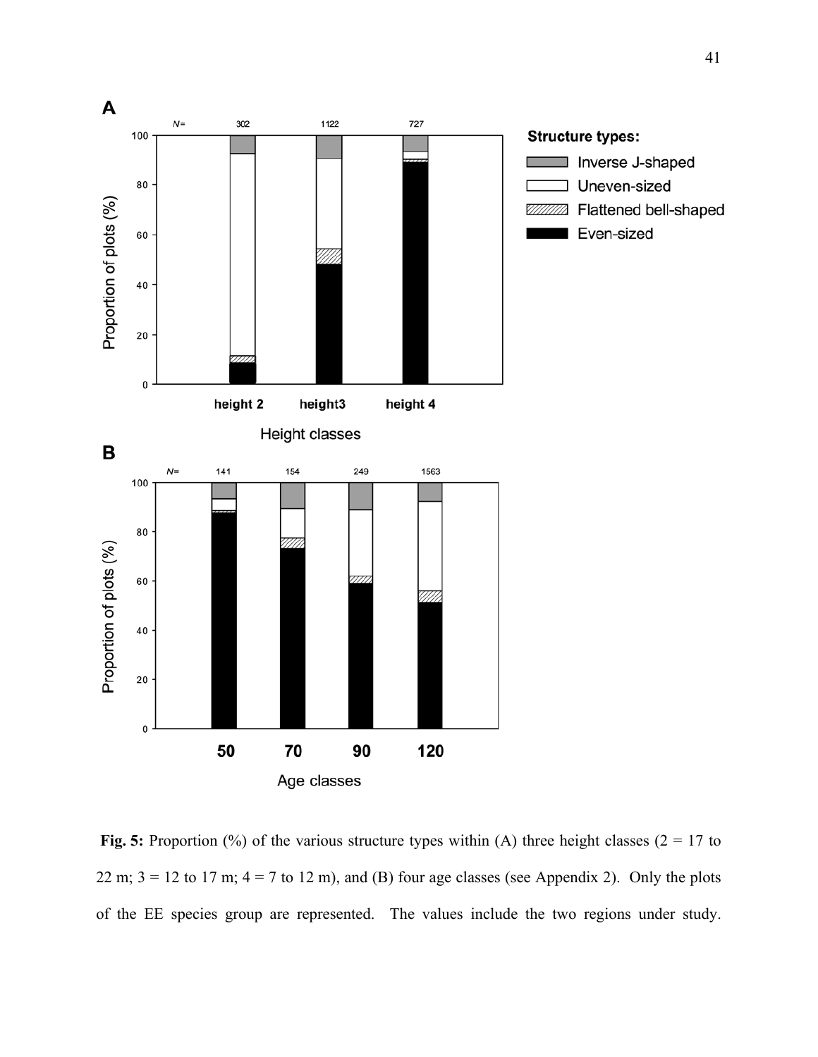**Fig. 5:** Proportion (%) of the various structure types within (A) three height classes (2 = 17 to 22 m; 3 = 12 to 17 m; 4 = 7 to 12 m), and (B) four age classes (see Appendix 2). Only the plots of the EE species group are represented. The values include the two regions under study.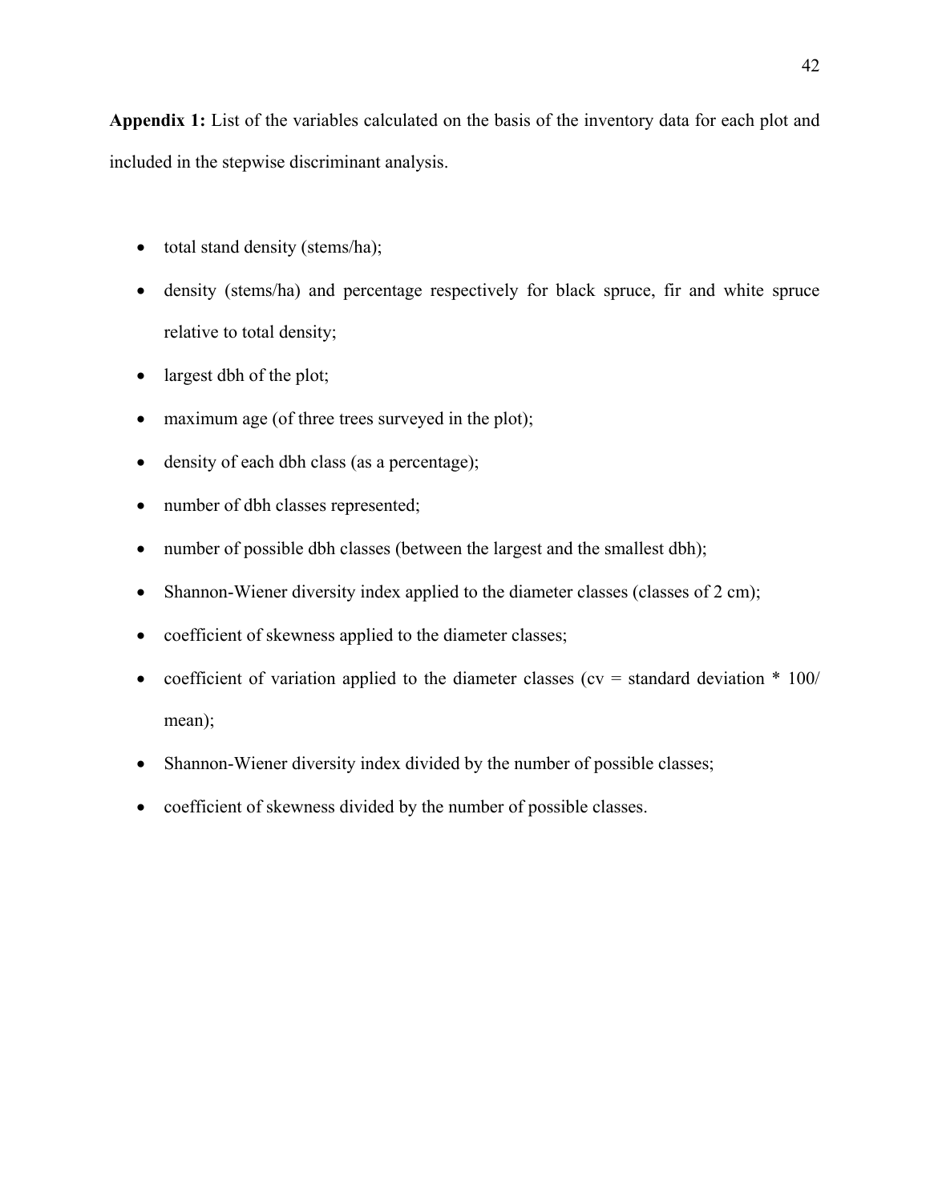**Appendix 1:** List of the variables calculated on the basis of the inventory data for each plot and included in the stepwise discriminant analysis.

- total stand density (stems/ha);
- density (stems/ha) and percentage respectively for black spruce, fir and white spruce relative to total density;
- largest dbh of the plot;
- maximum age (of three trees surveyed in the plot);
- density of each dbh class (as a percentage);
- number of dbh classes represented;
- number of possible dbh classes (between the largest and the smallest dbh);
- Shannon-Wiener diversity index applied to the diameter classes (classes of 2 cm);
- coefficient of skewness applied to the diameter classes;
- coefficient of variation applied to the diameter classes (cv = standard deviation * 100/ mean);
- Shannon-Wiener diversity index divided by the number of possible classes;
- coefficient of skewness divided by the number of possible classes.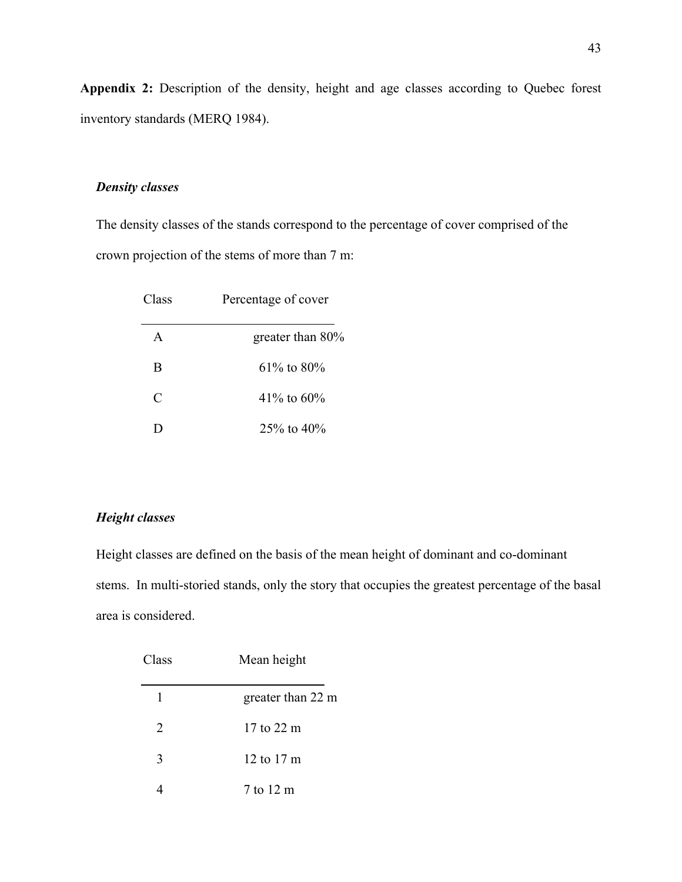**Appendix 2:** Description of the density, height and age classes according to Quebec forest inventory standards (MERQ 1984).

***Density classes***

The density classes of the stands correspond to the percentage of cover comprised of the crown projection of the stems of more than 7 m:

| Class | Percentage of cover |
|---|---|
| A | greater than 80% |
| B | 61% to 80% |
| C | 41% to 60% |
| D | 25% to 40% |

***Height classes***

Height classes are defined on the basis of the mean height of dominant and co-dominant stems. In multi-storied stands, only the story that occupies the greatest percentage of the basal area is considered.

| Class | Mean height |
|---|---|
| 1 | greater than 22 m |
| 2 | 17 to 22 m |
| 3 | 12 to 17 m |
| 4 | 7 to 12 m |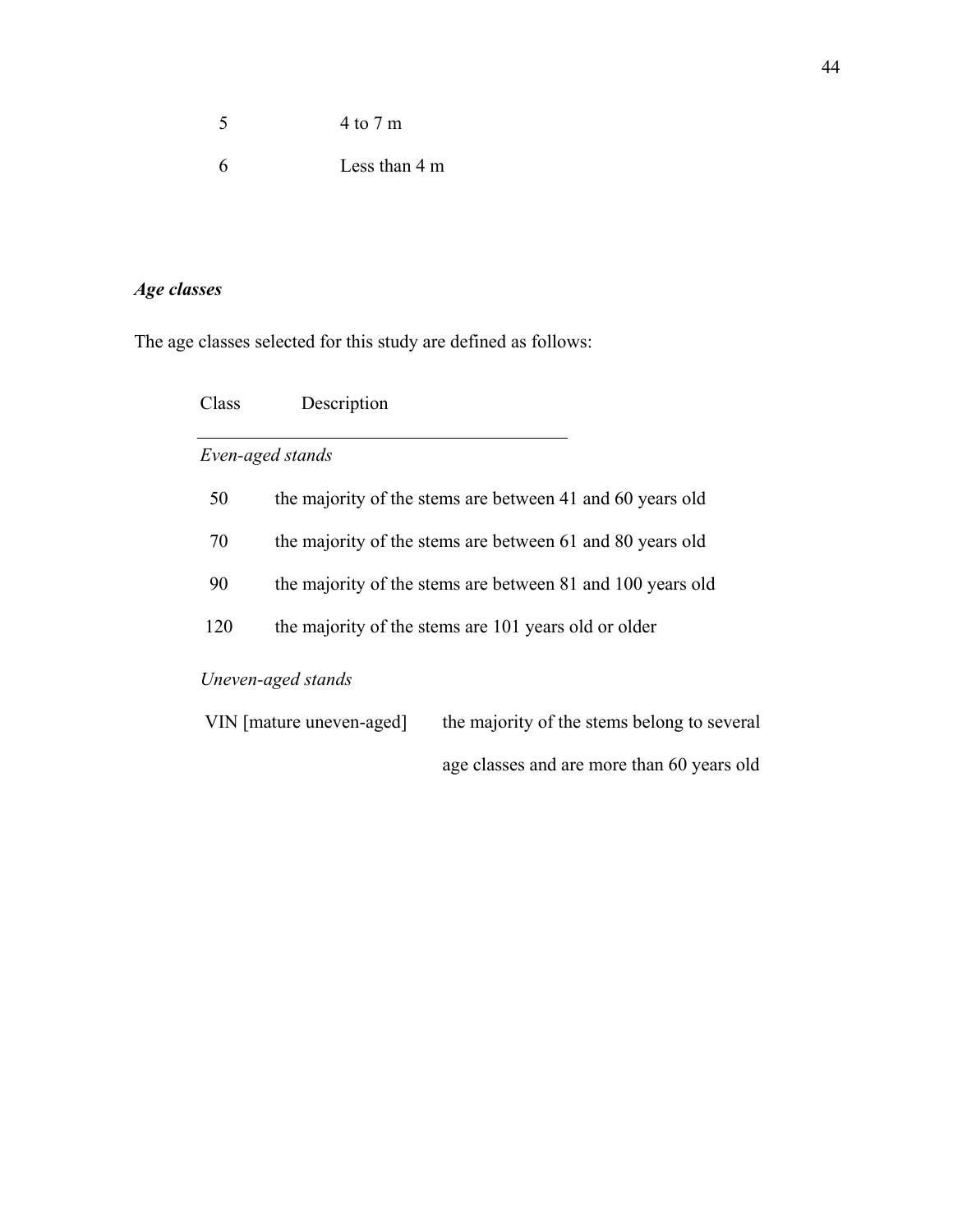| | |
|---|---|
| 5 | 4 to 7 m |
| 6 | Less than 4 m |

***Age classes***

The age classes selected for this study are defined as follows:

| Class | Description |
|---|---|
| *Even-aged stands* | |
| 50 | the majority of the stems are between 41 and 60 years old |
| 70 | the majority of the stems are between 61 and 80 years old |
| 90 | the majority of the stems are between 81 and 100 years old |
| 120 | the majority of the stems are 101 years old or older |
| *Uneven-aged stands* | |
| VIN [mature uneven-aged] | the majority of the stems belong to several age classes and are more than 60 years old |